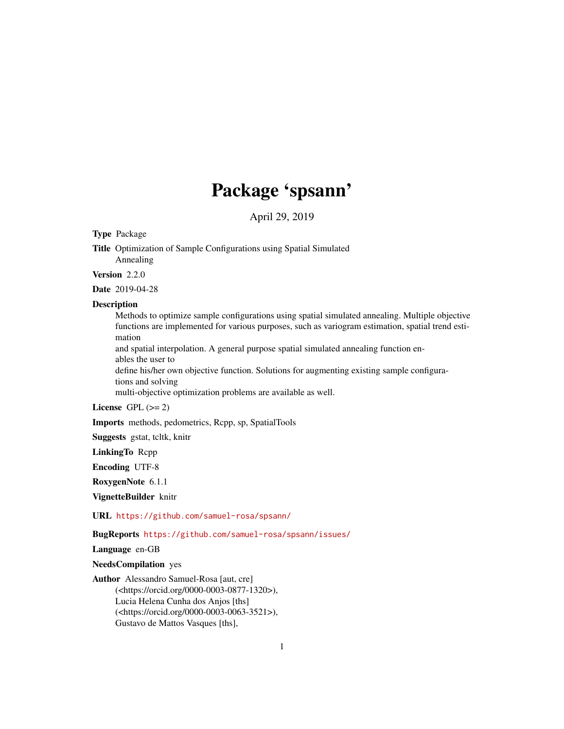# Package 'spsann'

April 29, 2019

**Type** Package

**Title** Optimization of Sample Configurations using Spatial Simulated Annealing

**Version** 2.2.0

**Date** 2019-04-28

**Description**
Methods to optimize sample configurations using spatial simulated annealing. Multiple objective functions are implemented for various purposes, such as variogram estimation, spatial trend estimation
and spatial interpolation. A general purpose spatial simulated annealing function enables the user to
define his/her own objective function. Solutions for augmenting existing sample configurations and solving
multi-objective optimization problems are available as well.

**License** GPL (>= 2)

**Imports** methods, pedometrics, Rcpp, sp, SpatialTools

**Suggests** gstat, tcltk, knitr

**LinkingTo** Rcpp

**Encoding** UTF-8

**RoxygenNote** 6.1.1

**VignetteBuilder** knitr

**URL** https://github.com/samuel-rosa/spsann/

**BugReports** https://github.com/samuel-rosa/spsann/issues/

**Language** en-GB

**NeedsCompilation** yes

**Author** Alessandro Samuel-Rosa [aut, cre]
(<https://orcid.org/0000-0003-0877-1320>),
Lucia Helena Cunha dos Anjos [ths]
(<https://orcid.org/0000-0003-0063-3521>),
Gustavo de Mattos Vasques [ths],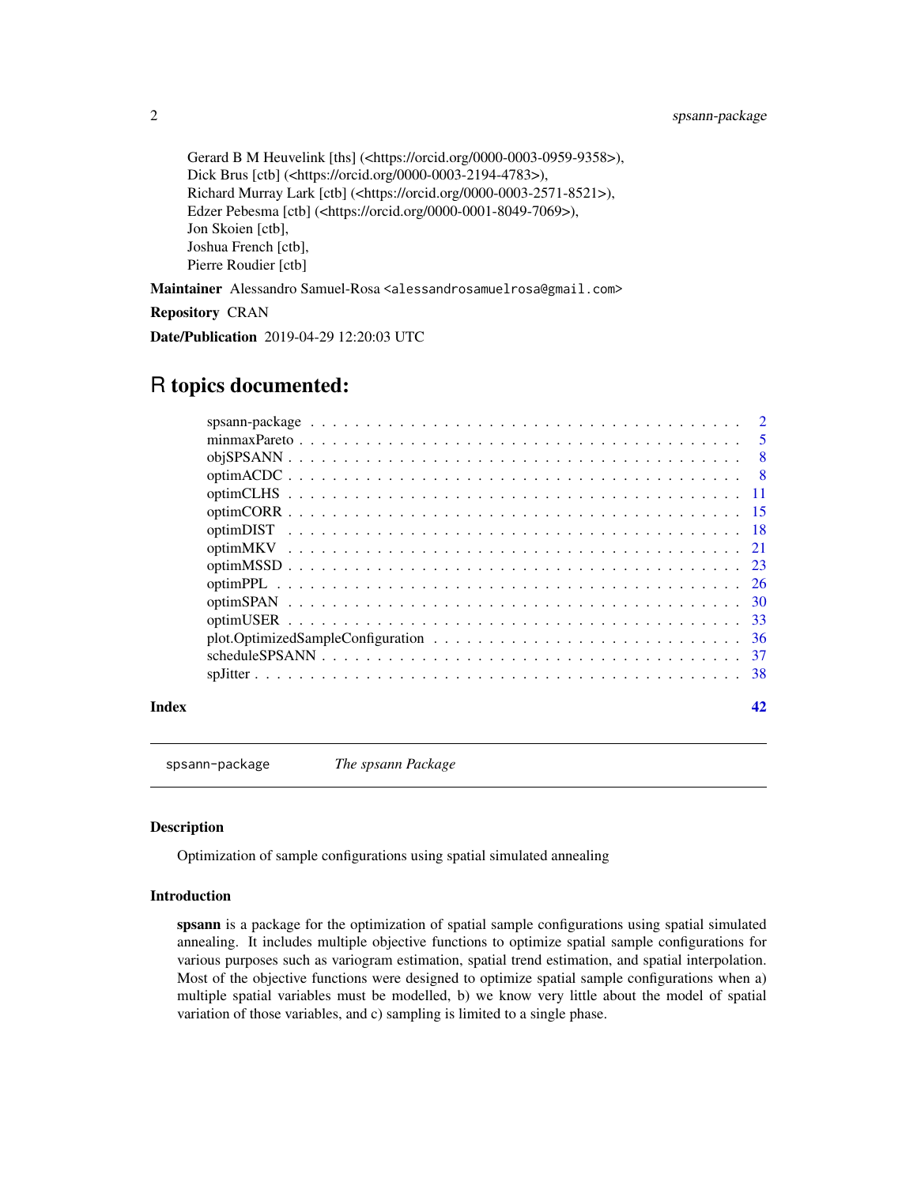Gerard B M Heuvelink [ths] (<https://orcid.org/0000-0003-0959-9358>),
Dick Brus [ctb] (<https://orcid.org/0000-0003-2194-4783>),
Richard Murray Lark [ctb] (<https://orcid.org/0000-0003-2571-8521>),
Edzer Pebesma [ctb] (<https://orcid.org/0000-0001-8049-7069>),
Jon Skoien [ctb],
Joshua French [ctb],
Pierre Roudier [ctb]

**Maintainer** Alessandro Samuel-Rosa <alessandrosamuelrosa@gmail.com>

**Repository** CRAN

**Date/Publication** 2019-04-29 12:20:03 UTC

# R topics documented:

- spsann-package . . . . . 2
- minmaxPareto . . . . . 5
- objSPSANN . . . . . 8
- optimACDC . . . . . 8
- optimCLHS . . . . . 11
- optimCORR . . . . . 15
- optimDIST . . . . . 18
- optimMKV . . . . . 21
- optimMSSD . . . . . 23
- optimPPL . . . . . 26
- optimSPAN . . . . . 30
- optimUSER . . . . . 33
- plot.OptimizedSampleConfiguration . . . . . 36
- scheduleSPSANN . . . . . 37
- spJitter . . . . . 38

**Index** 42

---

`spsann-package` *The spsann Package*

---

### Description

Optimization of sample configurations using spatial simulated annealing

### Introduction

**spsann** is a package for the optimization of spatial sample configurations using spatial simulated annealing. It includes multiple objective functions to optimize spatial sample configurations for various purposes such as variogram estimation, spatial trend estimation, and spatial interpolation. Most of the objective functions were designed to optimize spatial sample configurations when a) multiple spatial variables must be modelled, b) we know very little about the model of spatial variation of those variables, and c) sampling is limited to a single phase.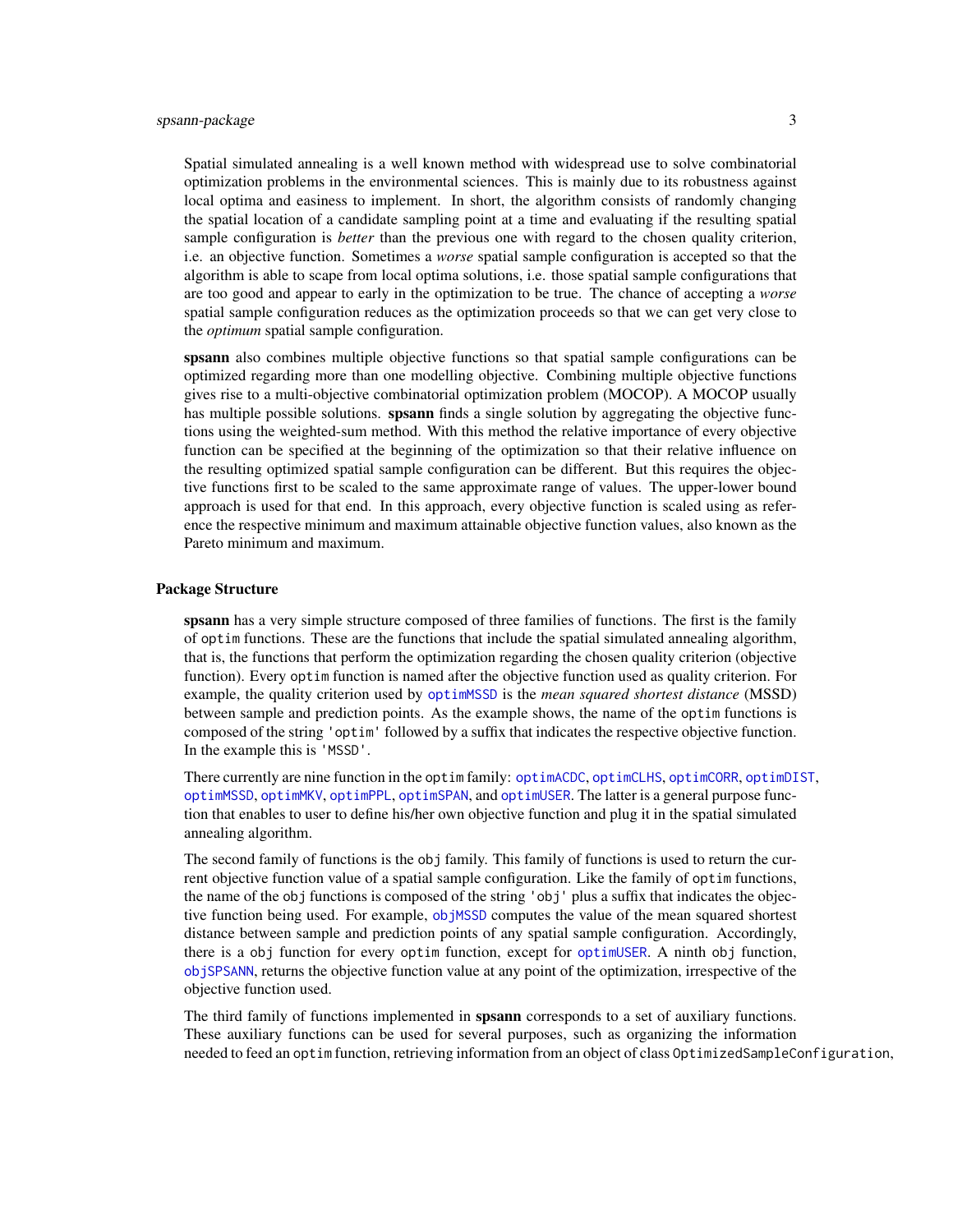Spatial simulated annealing is a well known method with widespread use to solve combinatorial optimization problems in the environmental sciences. This is mainly due to its robustness against local optima and easiness to implement. In short, the algorithm consists of randomly changing the spatial location of a candidate sampling point at a time and evaluating if the resulting spatial sample configuration is *better* than the previous one with regard to the chosen quality criterion, i.e. an objective function. Sometimes a *worse* spatial sample configuration is accepted so that the algorithm is able to scape from local optima solutions, i.e. those spatial sample configurations that are too good and appear to early in the optimization to be true. The chance of accepting a *worse* spatial sample configuration reduces as the optimization proceeds so that we can get very close to the *optimum* spatial sample configuration.

**spsann** also combines multiple objective functions so that spatial sample configurations can be optimized regarding more than one modelling objective. Combining multiple objective functions gives rise to a multi-objective combinatorial optimization problem (MOCOP). A MOCOP usually has multiple possible solutions. **spsann** finds a single solution by aggregating the objective functions using the weighted-sum method. With this method the relative importance of every objective function can be specified at the beginning of the optimization so that their relative influence on the resulting optimized spatial sample configuration can be different. But this requires the objective functions first to be scaled to the same approximate range of values. The upper-lower bound approach is used for that end. In this approach, every objective function is scaled using as reference the respective minimum and maximum attainable objective function values, also known as the Pareto minimum and maximum.

## Package Structure

**spsann** has a very simple structure composed of three families of functions. The first is the family of `optim` functions. These are the functions that include the spatial simulated annealing algorithm, that is, the functions that perform the optimization regarding the chosen quality criterion (objective function). Every `optim` function is named after the objective function used as quality criterion. For example, the quality criterion used by `optimMSSD` is the *mean squared shortest distance* (MSSD) between sample and prediction points. As the example shows, the name of the `optim` functions is composed of the string `'optim'` followed by a suffix that indicates the respective objective function. In the example this is `'MSSD'`.

There currently are nine function in the `optim` family: `optimACDC`, `optimCLHS`, `optimCORR`, `optimDIST`, `optimMSSD`, `optimMKV`, `optimPPL`, `optimSPAN`, and `optimUSER`. The latter is a general purpose function that enables to user to define his/her own objective function and plug it in the spatial simulated annealing algorithm.

The second family of functions is the `obj` family. This family of functions is used to return the current objective function value of a spatial sample configuration. Like the family of `optim` functions, the name of the `obj` functions is composed of the string `'obj'` plus a suffix that indicates the objective function being used. For example, `objMSSD` computes the value of the mean squared shortest distance between sample and prediction points of any spatial sample configuration. Accordingly, there is a `obj` function for every `optim` function, except for `optimUSER`. A ninth `obj` function, `objSPSANN`, returns the objective function value at any point of the optimization, irrespective of the objective function used.

The third family of functions implemented in **spsann** corresponds to a set of auxiliary functions. These auxiliary functions can be used for several purposes, such as organizing the information needed to feed an `optim` function, retrieving information from an object of class `OptimizedSampleConfiguration`,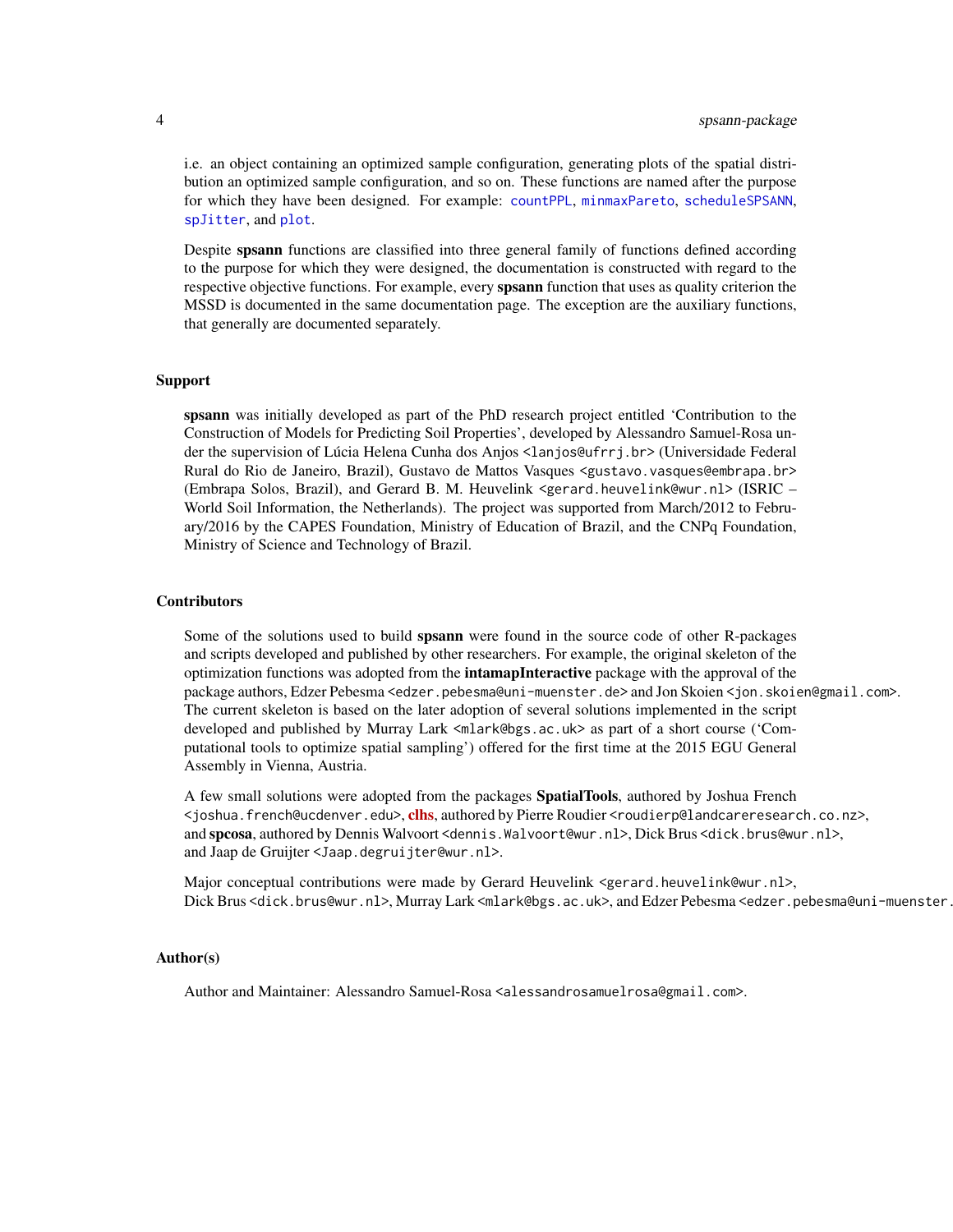i.e. an object containing an optimized sample configuration, generating plots of the spatial distribution an optimized sample configuration, and so on. These functions are named after the purpose for which they have been designed. For example: `countPPL`, `minmaxPareto`, `scheduleSPSANN`, `spJitter`, and `plot`.

Despite **spsann** functions are classified into three general family of functions defined according to the purpose for which they were designed, the documentation is constructed with regard to the respective objective functions. For example, every **spsann** function that uses as quality criterion the MSSD is documented in the same documentation page. The exception are the auxiliary functions, that generally are documented separately.

## Support

**spsann** was initially developed as part of the PhD research project entitled 'Contribution to the Construction of Models for Predicting Soil Properties', developed by Alessandro Samuel-Rosa under the supervision of Lúcia Helena Cunha dos Anjos <lanjos@ufrrj.br> (Universidade Federal Rural do Rio de Janeiro, Brazil), Gustavo de Mattos Vasques <gustavo.vasques@embrapa.br> (Embrapa Solos, Brazil), and Gerard B. M. Heuvelink <gerard.heuvelink@wur.nl> (ISRIC – World Soil Information, the Netherlands). The project was supported from March/2012 to February/2016 by the CAPES Foundation, Ministry of Education of Brazil, and the CNPq Foundation, Ministry of Science and Technology of Brazil.

## Contributors

Some of the solutions used to build **spsann** were found in the source code of other R-packages and scripts developed and published by other researchers. For example, the original skeleton of the optimization functions was adopted from the **intamapInteractive** package with the approval of the package authors, Edzer Pebesma <edzer.pebesma@uni-muenster.de> and Jon Skoien <jon.skoien@gmail.com>. The current skeleton is based on the later adoption of several solutions implemented in the script developed and published by Murray Lark <mlark@bgs.ac.uk> as part of a short course ('Computational tools to optimize spatial sampling') offered for the first time at the 2015 EGU General Assembly in Vienna, Austria.

A few small solutions were adopted from the packages **SpatialTools**, authored by Joshua French <joshua.french@ucdenver.edu>, **clhs**, authored by Pierre Roudier <roudierp@landcareresearch.co.nz>, and **spcosa**, authored by Dennis Walvoort <dennis.Walvoort@wur.nl>, Dick Brus <dick.brus@wur.nl>, and Jaap de Gruijter <Jaap.degruijter@wur.nl>.

Major conceptual contributions were made by Gerard Heuvelink <gerard.heuvelink@wur.nl>, Dick Brus <dick.brus@wur.nl>, Murray Lark <mlark@bgs.ac.uk>, and Edzer Pebesma <edzer.pebesma@uni-muenster.de>.

## Author(s)

Author and Maintainer: Alessandro Samuel-Rosa <alessandrosamuelrosa@gmail.com>.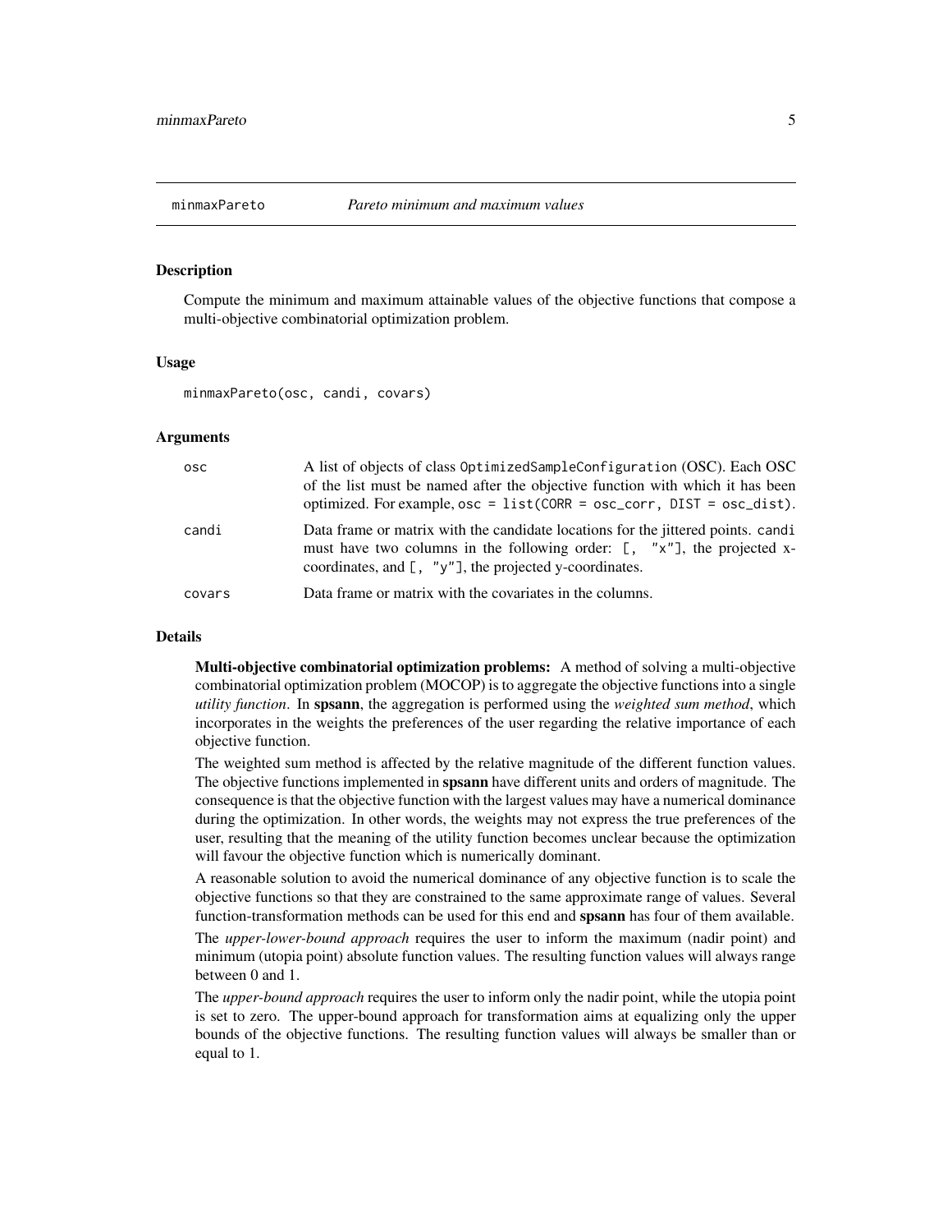minmaxPareto *Pareto minimum and maximum values*

## Description

Compute the minimum and maximum attainable values of the objective functions that compose a multi-objective combinatorial optimization problem.

## Usage

```
minmaxPareto(osc, candi, covars)
```

## Arguments

| | |
|---|---|
| `osc` | A list of objects of class `OptimizedSampleConfiguration` (OSC). Each OSC of the list must be named after the objective function with which it has been optimized. For example, `osc = list(CORR = osc_corr, DIST = osc_dist)`. |
| `candi` | Data frame or matrix with the candidate locations for the jittered points. `candi` must have two columns in the following order: `[, "x"]`, the projected x-coordinates, and `[, "y"]`, the projected y-coordinates. |
| `covars` | Data frame or matrix with the covariates in the columns. |

## Details

**Multi-objective combinatorial optimization problems:** A method of solving a multi-objective combinatorial optimization problem (MOCOP) is to aggregate the objective functions into a single *utility function*. In **spsann**, the aggregation is performed using the *weighted sum method*, which incorporates in the weights the preferences of the user regarding the relative importance of each objective function.

The weighted sum method is affected by the relative magnitude of the different function values. The objective functions implemented in **spsann** have different units and orders of magnitude. The consequence is that the objective function with the largest values may have a numerical dominance during the optimization. In other words, the weights may not express the true preferences of the user, resulting that the meaning of the utility function becomes unclear because the optimization will favour the objective function which is numerically dominant.

A reasonable solution to avoid the numerical dominance of any objective function is to scale the objective functions so that they are constrained to the same approximate range of values. Several function-transformation methods can be used for this end and **spsann** has four of them available.

The *upper-lower-bound approach* requires the user to inform the maximum (nadir point) and minimum (utopia point) absolute function values. The resulting function values will always range between 0 and 1.

The *upper-bound approach* requires the user to inform only the nadir point, while the utopia point is set to zero. The upper-bound approach for transformation aims at equalizing only the upper bounds of the objective functions. The resulting function values will always be smaller than or equal to 1.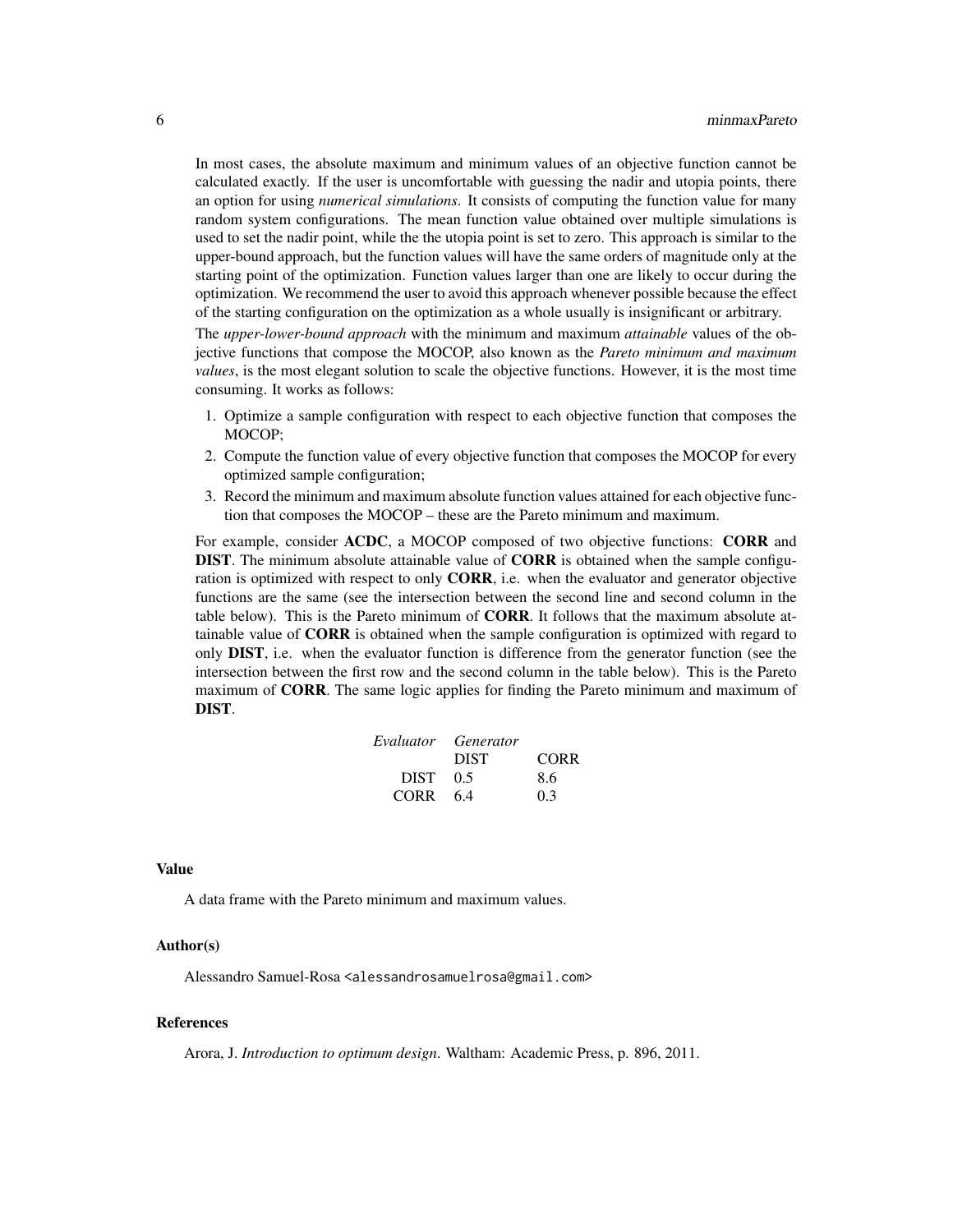In most cases, the absolute maximum and minimum values of an objective function cannot be calculated exactly. If the user is uncomfortable with guessing the nadir and utopia points, there an option for using *numerical simulations*. It consists of computing the function value for many random system configurations. The mean function value obtained over multiple simulations is used to set the nadir point, while the the utopia point is set to zero. This approach is similar to the upper-bound approach, but the function values will have the same orders of magnitude only at the starting point of the optimization. Function values larger than one are likely to occur during the optimization. We recommend the user to avoid this approach whenever possible because the effect of the starting configuration on the optimization as a whole usually is insignificant or arbitrary.

The *upper-lower-bound approach* with the minimum and maximum *attainable* values of the objective functions that compose the MOCOP, also known as the *Pareto minimum and maximum values*, is the most elegant solution to scale the objective functions. However, it is the most time consuming. It works as follows:

1. Optimize a sample configuration with respect to each objective function that composes the MOCOP;
2. Compute the function value of every objective function that composes the MOCOP for every optimized sample configuration;
3. Record the minimum and maximum absolute function values attained for each objective function that composes the MOCOP – these are the Pareto minimum and maximum.

For example, consider **ACDC**, a MOCOP composed of two objective functions: **CORR** and **DIST**. The minimum absolute attainable value of **CORR** is obtained when the sample configuration is optimized with respect to only **CORR**, i.e. when the evaluator and generator objective functions are the same (see the intersection between the second line and second column in the table below). This is the Pareto minimum of **CORR**. It follows that the maximum absolute attainable value of **CORR** is obtained when the sample configuration is optimized with regard to only **DIST**, i.e. when the evaluator function is difference from the generator function (see the intersection between the first row and the second column in the table below). This is the Pareto maximum of **CORR**. The same logic applies for finding the Pareto minimum and maximum of **DIST**.

| *Evaluator* | *Generator* | |
|---|---|---|
| | DIST | CORR |
| DIST | 0.5 | 8.6 |
| CORR | 6.4 | 0.3 |

## Value

A data frame with the Pareto minimum and maximum values.

## Author(s)

Alessandro Samuel-Rosa <alessandrosamuelrosa@gmail.com>

## References

Arora, J. *Introduction to optimum design*. Waltham: Academic Press, p. 896, 2011.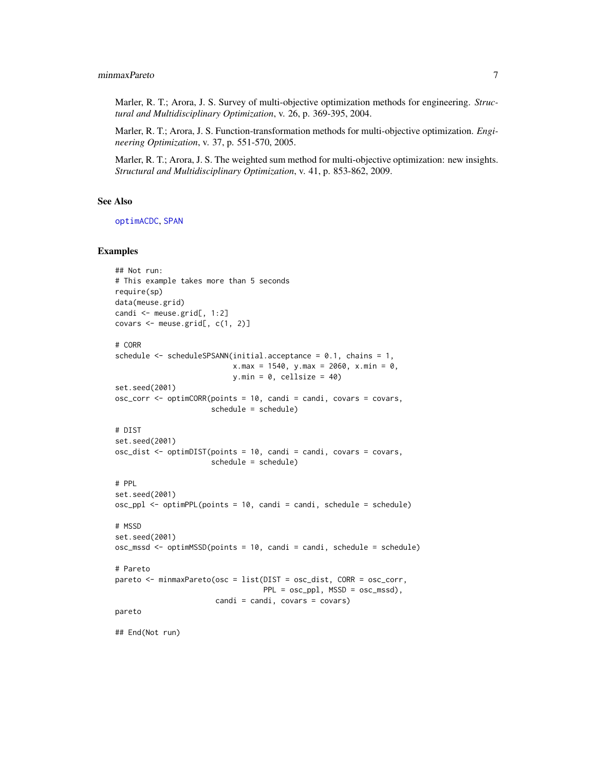Marler, R. T.; Arora, J. S. Survey of multi-objective optimization methods for engineering. *Structural and Multidisciplinary Optimization*, v. 26, p. 369-395, 2004.

Marler, R. T.; Arora, J. S. Function-transformation methods for multi-objective optimization. *Engineering Optimization*, v. 37, p. 551-570, 2005.

Marler, R. T.; Arora, J. S. The weighted sum method for multi-objective optimization: new insights. *Structural and Multidisciplinary Optimization*, v. 41, p. 853-862, 2009.

## See Also

optimACDC, SPAN

## Examples

```
## Not run:
# This example takes more than 5 seconds
require(sp)
data(meuse.grid)
candi <- meuse.grid[, 1:2]
covars <- meuse.grid[, c(1, 2)]

# CORR
schedule <- scheduleSPSANN(initial.acceptance = 0.1, chains = 1,
                           x.max = 1540, y.max = 2060, x.min = 0,
                           y.min = 0, cellsize = 40)
set.seed(2001)
osc_corr <- optimCORR(points = 10, candi = candi, covars = covars,
                      schedule = schedule)

# DIST
set.seed(2001)
osc_dist <- optimDIST(points = 10, candi = candi, covars = covars,
                      schedule = schedule)

# PPL
set.seed(2001)
osc_ppl <- optimPPL(points = 10, candi = candi, schedule = schedule)

# MSSD
set.seed(2001)
osc_mssd <- optimMSSD(points = 10, candi = candi, schedule = schedule)

# Pareto
pareto <- minmaxPareto(osc = list(DIST = osc_dist, CORR = osc_corr,
                                  PPL = osc_ppl, MSSD = osc_mssd),
                       candi = candi, covars = covars)
pareto

## End(Not run)
```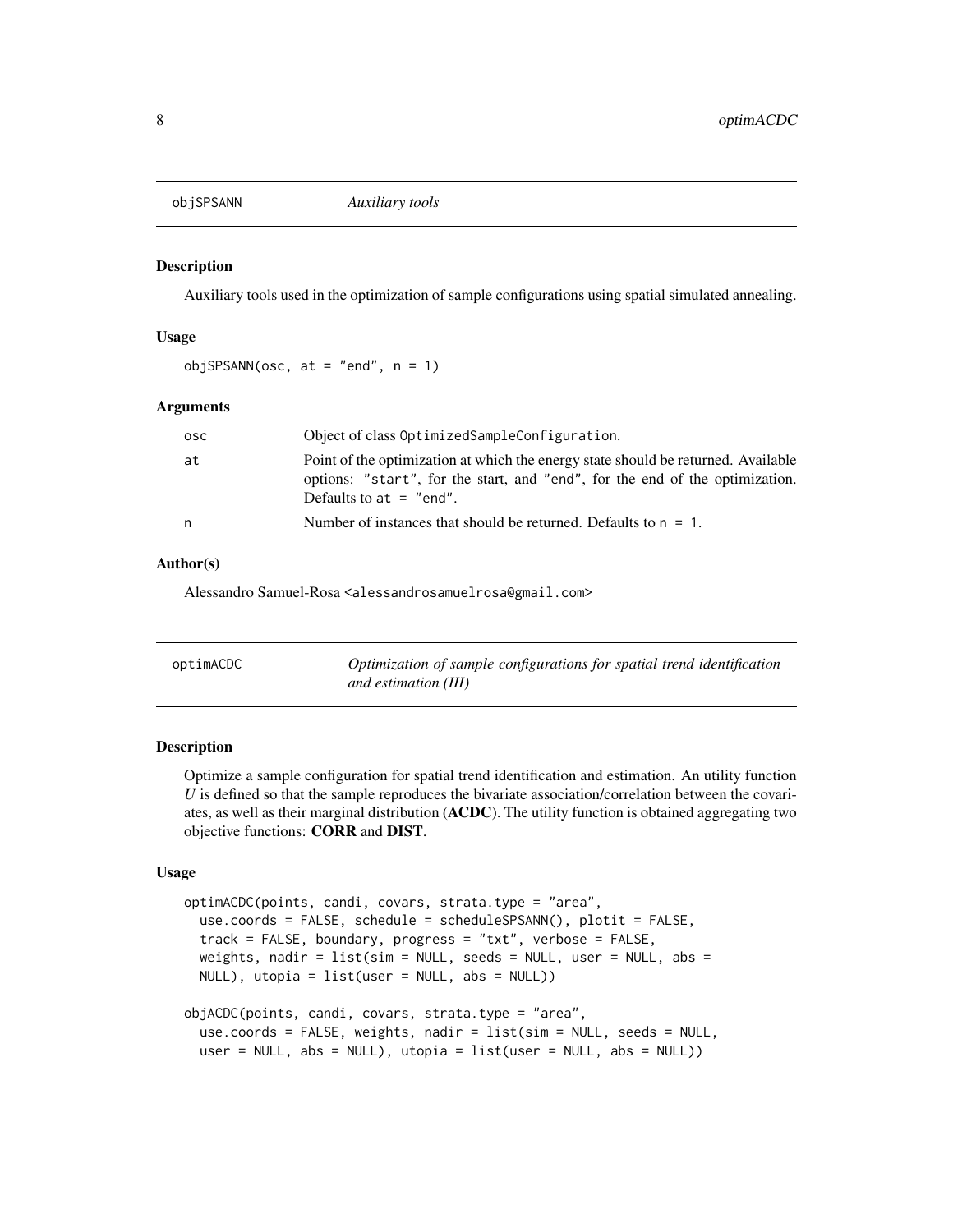## objSPSANN *Auxiliary tools*

### Description

Auxiliary tools used in the optimization of sample configurations using spatial simulated annealing.

### Usage

```
objSPSANN(osc, at = "end", n = 1)
```

### Arguments

| | |
|---|---|
| osc | Object of class `OptimizedSampleConfiguration`. |
| at | Point of the optimization at which the energy state should be returned. Available options: `"start"`, for the start, and `"end"`, for the end of the optimization. Defaults to `at = "end"`. |
| n | Number of instances that should be returned. Defaults to `n = 1`. |

### Author(s)

Alessandro Samuel-Rosa <alessandrosamuelrosa@gmail.com>

## optimACDC *Optimization of sample configurations for spatial trend identification and estimation (III)*

### Description

Optimize a sample configuration for spatial trend identification and estimation. An utility function $U$ is defined so that the sample reproduces the bivariate association/correlation between the covariates, as well as their marginal distribution (**ACDC**). The utility function is obtained aggregating two objective functions: **CORR** and **DIST**.

### Usage

```
optimACDC(points, candi, covars, strata.type = "area",
  use.coords = FALSE, schedule = scheduleSPSANN(), plotit = FALSE,
  track = FALSE, boundary, progress = "txt", verbose = FALSE,
  weights, nadir = list(sim = NULL, seeds = NULL, user = NULL, abs =
  NULL), utopia = list(user = NULL, abs = NULL))

objACDC(points, candi, covars, strata.type = "area",
  use.coords = FALSE, weights, nadir = list(sim = NULL, seeds = NULL,
  user = NULL, abs = NULL), utopia = list(user = NULL, abs = NULL))
```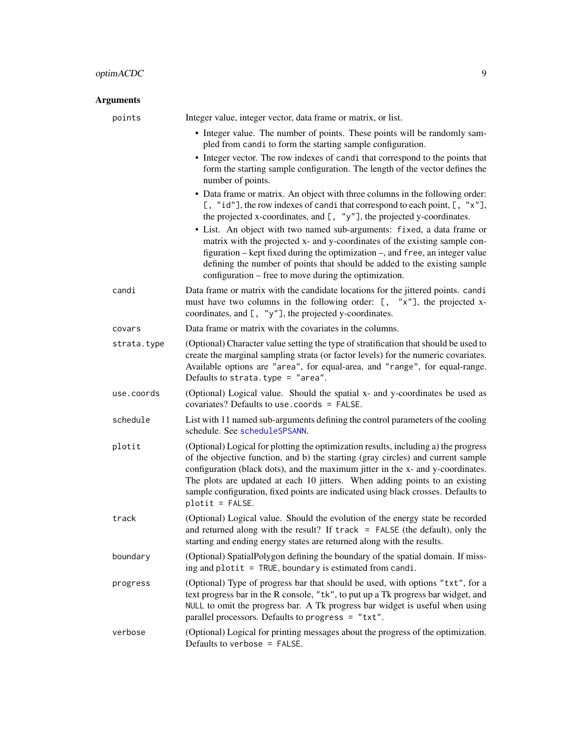## Arguments

**points** Integer value, integer vector, data frame or matrix, or list.

- Integer value. The number of points. These points will be randomly sampled from `candi` to form the starting sample configuration.
- Integer vector. The row indexes of `candi` that correspond to the points that form the starting sample configuration. The length of the vector defines the number of points.
- Data frame or matrix. An object with three columns in the following order: `[, "id"]`, the row indexes of `candi` that correspond to each point, `[, "x"]`, the projected x-coordinates, and `[, "y"]`, the projected y-coordinates.
- List. An object with two named sub-arguments: `fixed`, a data frame or matrix with the projected x- and y-coordinates of the existing sample configuration – kept fixed during the optimization –, and `free`, an integer value defining the number of points that should be added to the existing sample configuration – free to move during the optimization.

**candi** Data frame or matrix with the candidate locations for the jittered points. `candi` must have two columns in the following order: `[, "x"]`, the projected x-coordinates, and `[, "y"]`, the projected y-coordinates.

**covars** Data frame or matrix with the covariates in the columns.

**strata.type** (Optional) Character value setting the type of stratification that should be used to create the marginal sampling strata (or factor levels) for the numeric covariates. Available options are `"area"`, for equal-area, and `"range"`, for equal-range. Defaults to `strata.type = "area"`.

**use.coords** (Optional) Logical value. Should the spatial x- and y-coordinates be used as covariates? Defaults to `use.coords = FALSE`.

**schedule** List with 11 named sub-arguments defining the control parameters of the cooling schedule. See `scheduleSPSANN`.

**plotit** (Optional) Logical for plotting the optimization results, including a) the progress of the objective function, and b) the starting (gray circles) and current sample configuration (black dots), and the maximum jitter in the x- and y-coordinates. The plots are updated at each 10 jitters. When adding points to an existing sample configuration, fixed points are indicated using black crosses. Defaults to `plotit = FALSE`.

**track** (Optional) Logical value. Should the evolution of the energy state be recorded and returned along with the result? If `track = FALSE` (the default), only the starting and ending energy states are returned along with the results.

**boundary** (Optional) SpatialPolygon defining the boundary of the spatial domain. If missing and `plotit = TRUE`, `boundary` is estimated from `candi`.

**progress** (Optional) Type of progress bar that should be used, with options `"txt"`, for a text progress bar in the R console, `"tk"`, to put up a Tk progress bar widget, and `NULL` to omit the progress bar. A Tk progress bar widget is useful when using parallel processors. Defaults to `progress = "txt"`.

**verbose** (Optional) Logical for printing messages about the progress of the optimization. Defaults to `verbose = FALSE`.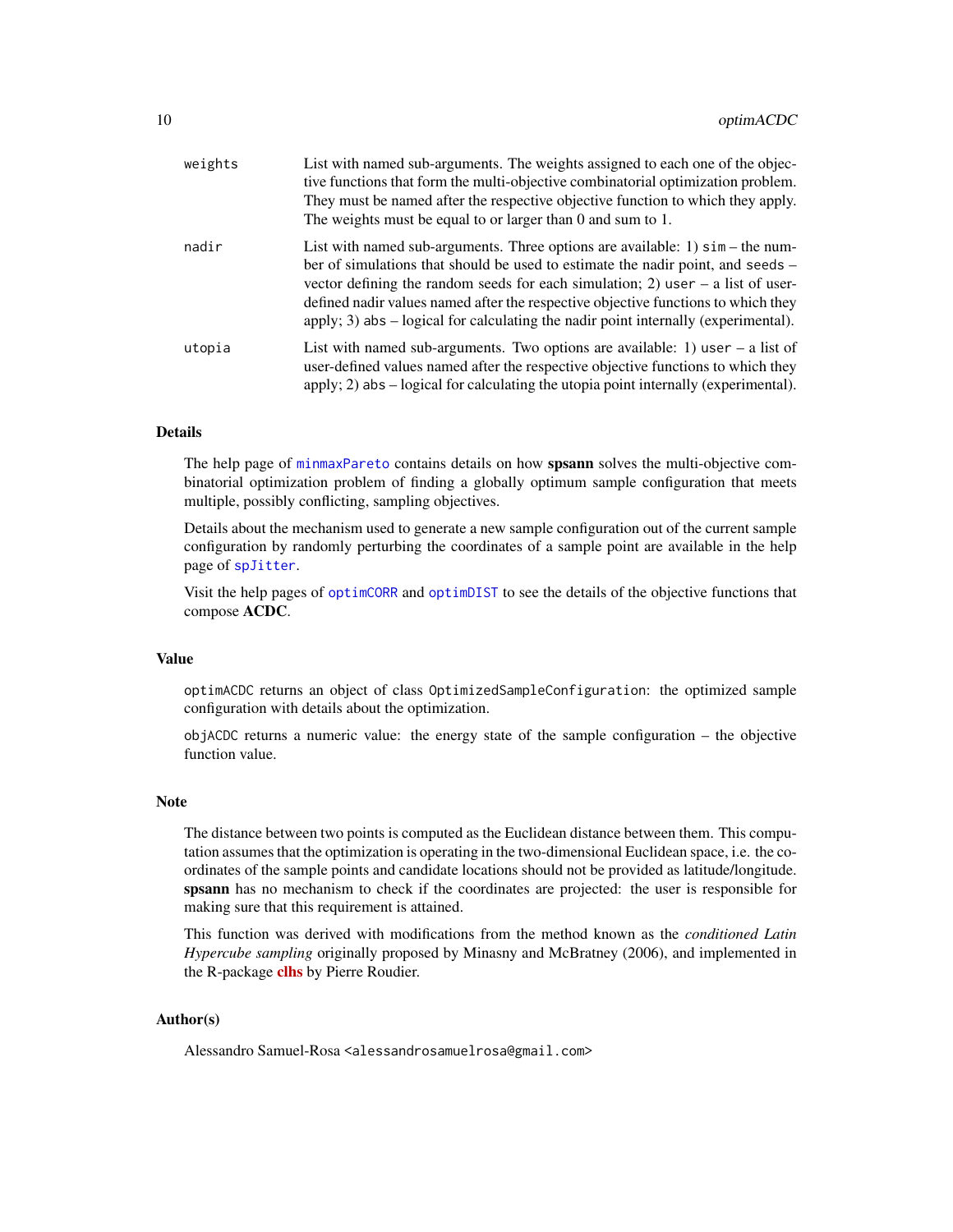| | |
|---|---|
| `weights` | List with named sub-arguments. The weights assigned to each one of the objective functions that form the multi-objective combinatorial optimization problem. They must be named after the respective objective function to which they apply. The weights must be equal to or larger than 0 and sum to 1. |
| `nadir` | List with named sub-arguments. Three options are available: 1) `sim` – the number of simulations that should be used to estimate the nadir point, and `seeds` – vector defining the random seeds for each simulation; 2) `user` – a list of user-defined nadir values named after the respective objective functions to which they apply; 3) `abs` – logical for calculating the nadir point internally (experimental). |
| `utopia` | List with named sub-arguments. Two options are available: 1) `user` – a list of user-defined values named after the respective objective functions to which they apply; 2) `abs` – logical for calculating the utopia point internally (experimental). |

## Details

The help page of `minmaxPareto` contains details on how **spsann** solves the multi-objective combinatorial optimization problem of finding a globally optimum sample configuration that meets multiple, possibly conflicting, sampling objectives.

Details about the mechanism used to generate a new sample configuration out of the current sample configuration by randomly perturbing the coordinates of a sample point are available in the help page of `spJitter`.

Visit the help pages of `optimCORR` and `optimDIST` to see the details of the objective functions that compose **ACDC**.

## Value

`optimACDC` returns an object of class `OptimizedSampleConfiguration`: the optimized sample configuration with details about the optimization.

`objACDC` returns a numeric value: the energy state of the sample configuration – the objective function value.

## Note

The distance between two points is computed as the Euclidean distance between them. This computation assumes that the optimization is operating in the two-dimensional Euclidean space, i.e. the coordinates of the sample points and candidate locations should not be provided as latitude/longitude. **spsann** has no mechanism to check if the coordinates are projected: the user is responsible for making sure that this requirement is attained.

This function was derived with modifications from the method known as the *conditioned Latin Hypercube sampling* originally proposed by Minasny and McBratney (2006), and implemented in the R-package **clhs** by Pierre Roudier.

## Author(s)

Alessandro Samuel-Rosa <alessandrosamuelrosa@gmail.com>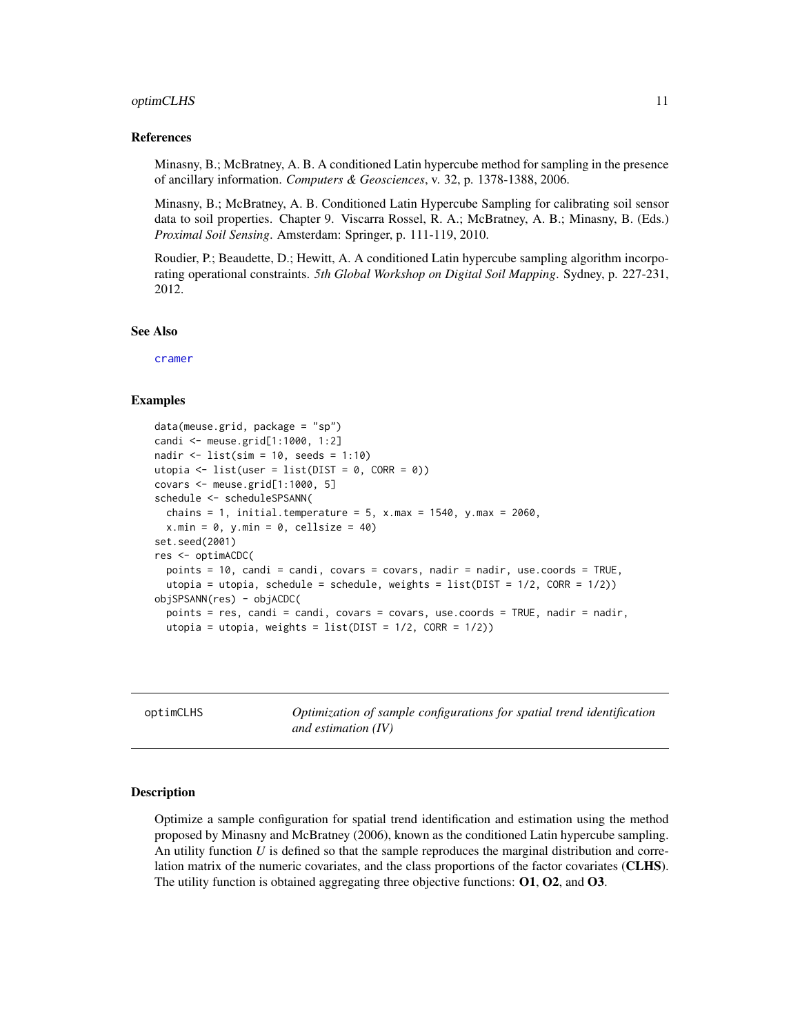### References

Minasny, B.; McBratney, A. B. A conditioned Latin hypercube method for sampling in the presence of ancillary information. *Computers & Geosciences*, v. 32, p. 1378-1388, 2006.

Minasny, B.; McBratney, A. B. Conditioned Latin Hypercube Sampling for calibrating soil sensor data to soil properties. Chapter 9. Viscarra Rossel, R. A.; McBratney, A. B.; Minasny, B. (Eds.) *Proximal Soil Sensing*. Amsterdam: Springer, p. 111-119, 2010.

Roudier, P.; Beaudette, D.; Hewitt, A. A conditioned Latin hypercube sampling algorithm incorporating operational constraints. *5th Global Workshop on Digital Soil Mapping*. Sydney, p. 227-231, 2012.

### See Also

cramer

### Examples

```
data(meuse.grid, package = "sp")
candi <- meuse.grid[1:1000, 1:2]
nadir <- list(sim = 10, seeds = 1:10)
utopia <- list(user = list(DIST = 0, CORR = 0))
covars <- meuse.grid[1:1000, 5]
schedule <- scheduleSPSANN(
  chains = 1, initial.temperature = 5, x.max = 1540, y.max = 2060,
  x.min = 0, y.min = 0, cellsize = 40)
set.seed(2001)
res <- optimACDC(
  points = 10, candi = candi, covars = covars, nadir = nadir, use.coords = TRUE,
  utopia = utopia, schedule = schedule, weights = list(DIST = 1/2, CORR = 1/2))
objSPSANN(res) - objACDC(
  points = res, candi = candi, covars = covars, use.coords = TRUE, nadir = nadir,
  utopia = utopia, weights = list(DIST = 1/2, CORR = 1/2))
```

---

## optimCLHS — *Optimization of sample configurations for spatial trend identification and estimation (IV)*

### Description

Optimize a sample configuration for spatial trend identification and estimation using the method proposed by Minasny and McBratney (2006), known as the conditioned Latin hypercube sampling. An utility function *U* is defined so that the sample reproduces the marginal distribution and correlation matrix of the numeric covariates, and the class proportions of the factor covariates (**CLHS**). The utility function is obtained aggregating three objective functions: **O1**, **O2**, and **O3**.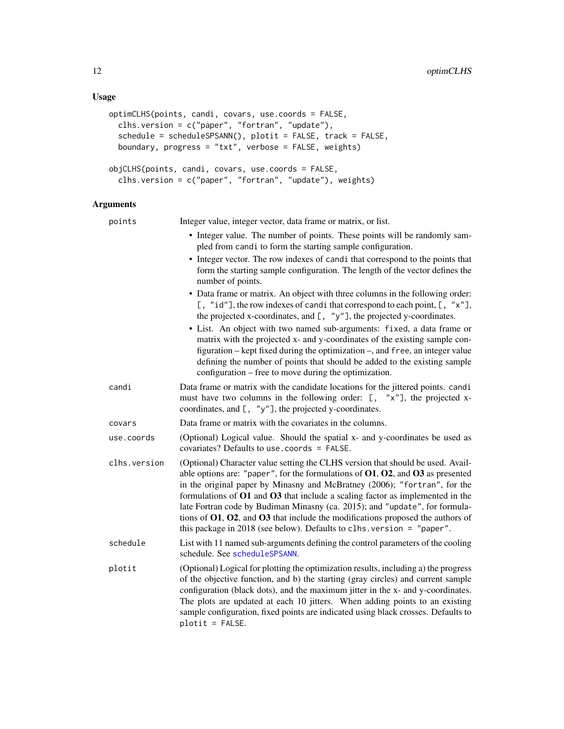## Usage

```
optimCLHS(points, candi, covars, use.coords = FALSE,
  clhs.version = c("paper", "fortran", "update"),
  schedule = scheduleSPSANN(), plotit = FALSE, track = FALSE,
  boundary, progress = "txt", verbose = FALSE, weights)

objCLHS(points, candi, covars, use.coords = FALSE,
  clhs.version = c("paper", "fortran", "update"), weights)
```

## Arguments

**points** Integer value, integer vector, data frame or matrix, or list.

- Integer value. The number of points. These points will be randomly sampled from `candi` to form the starting sample configuration.
- Integer vector. The row indexes of `candi` that correspond to the points that form the starting sample configuration. The length of the vector defines the number of points.
- Data frame or matrix. An object with three columns in the following order: `[, "id"]`, the row indexes of `candi` that correspond to each point, `[, "x"]`, the projected x-coordinates, and `[, "y"]`, the projected y-coordinates.
- List. An object with two named sub-arguments: `fixed`, a data frame or matrix with the projected x- and y-coordinates of the existing sample configuration – kept fixed during the optimization –, and `free`, an integer value defining the number of points that should be added to the existing sample configuration – free to move during the optimization.

**candi** Data frame or matrix with the candidate locations for the jittered points. `candi` must have two columns in the following order: `[, "x"]`, the projected x-coordinates, and `[, "y"]`, the projected y-coordinates.

**covars** Data frame or matrix with the covariates in the columns.

**use.coords** (Optional) Logical value. Should the spatial x- and y-coordinates be used as covariates? Defaults to `use.coords = FALSE`.

**clhs.version** (Optional) Character value setting the CLHS version that should be used. Available options are: `"paper"`, for the formulations of **O1**, **O2**, and **O3** as presented in the original paper by Minasny and McBratney (2006); `"fortran"`, for the formulations of **O1** and **O3** that include a scaling factor as implemented in the late Fortran code by Budiman Minasny (ca. 2015); and `"update"`, for formulations of **O1**, **O2**, and **O3** that include the modifications proposed the authors of this package in 2018 (see below). Defaults to `clhs.version = "paper"`.

**schedule** List with 11 named sub-arguments defining the control parameters of the cooling schedule. See `scheduleSPSANN`.

**plotit** (Optional) Logical for plotting the optimization results, including a) the progress of the objective function, and b) the starting (gray circles) and current sample configuration (black dots), and the maximum jitter in the x- and y-coordinates. The plots are updated at each 10 jitters. When adding points to an existing sample configuration, fixed points are indicated using black crosses. Defaults to `plotit = FALSE`.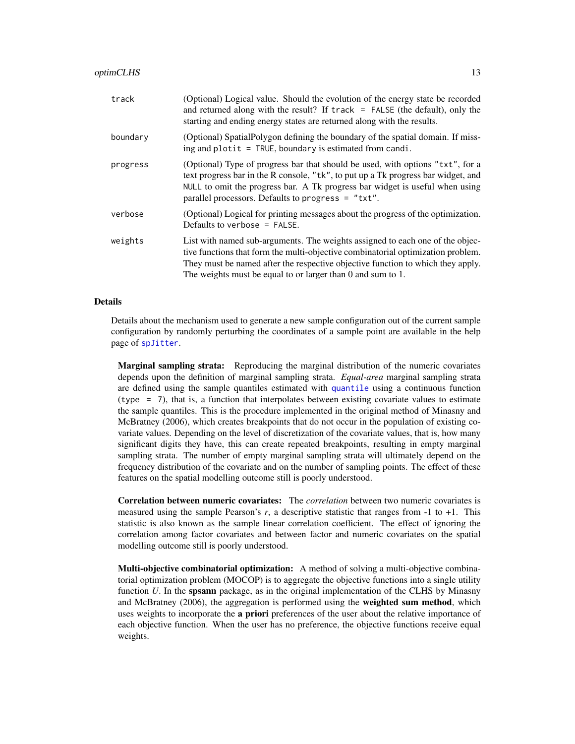| | |
|---|---|
| `track` | (Optional) Logical value. Should the evolution of the energy state be recorded and returned along with the result? If `track = FALSE` (the default), only the starting and ending energy states are returned along with the results. |
| `boundary` | (Optional) SpatialPolygon defining the boundary of the spatial domain. If missing and `plotit = TRUE`, `boundary` is estimated from `candi`. |
| `progress` | (Optional) Type of progress bar that should be used, with options `"txt"`, for a text progress bar in the R console, `"tk"`, to put up a Tk progress bar widget, and `NULL` to omit the progress bar. A Tk progress bar widget is useful when using parallel processors. Defaults to `progress = "txt"`. |
| `verbose` | (Optional) Logical for printing messages about the progress of the optimization. Defaults to `verbose = FALSE`. |
| `weights` | List with named sub-arguments. The weights assigned to each one of the objective functions that form the multi-objective combinatorial optimization problem. They must be named after the respective objective function to which they apply. The weights must be equal to or larger than 0 and sum to 1. |

## Details

Details about the mechanism used to generate a new sample configuration out of the current sample configuration by randomly perturbing the coordinates of a sample point are available in the help page of `spJitter`.

**Marginal sampling strata:** Reproducing the marginal distribution of the numeric covariates depends upon the definition of marginal sampling strata. *Equal-area* marginal sampling strata are defined using the sample quantiles estimated with `quantile` using a continuous function (`type = 7`), that is, a function that interpolates between existing covariate values to estimate the sample quantiles. This is the procedure implemented in the original method of Minasny and McBratney (2006), which creates breakpoints that do not occur in the population of existing covariate values. Depending on the level of discretization of the covariate values, that is, how many significant digits they have, this can create repeated breakpoints, resulting in empty marginal sampling strata. The number of empty marginal sampling strata will ultimately depend on the frequency distribution of the covariate and on the number of sampling points. The effect of these features on the spatial modelling outcome still is poorly understood.

**Correlation between numeric covariates:** The *correlation* between two numeric covariates is measured using the sample Pearson's $r$, a descriptive statistic that ranges from -1 to +1. This statistic is also known as the sample linear correlation coefficient. The effect of ignoring the correlation among factor covariates and between factor and numeric covariates on the spatial modelling outcome still is poorly understood.

**Multi-objective combinatorial optimization:** A method of solving a multi-objective combinatorial optimization problem (MOCOP) is to aggregate the objective functions into a single utility function $U$. In the **spsann** package, as in the original implementation of the CLHS by Minasny and McBratney (2006), the aggregation is performed using the **weighted sum method**, which uses weights to incorporate the **a priori** preferences of the user about the relative importance of each objective function. When the user has no preference, the objective functions receive equal weights.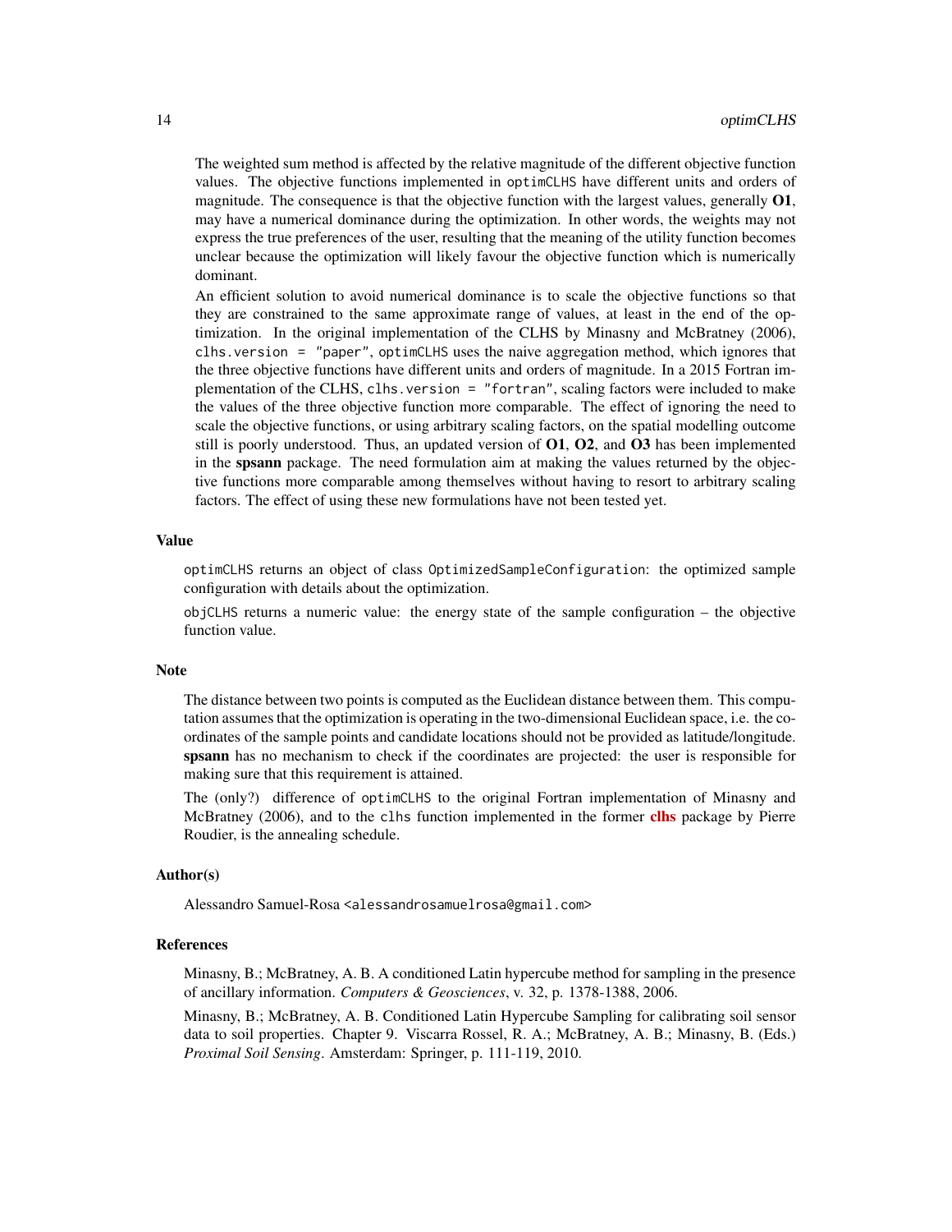The weighted sum method is affected by the relative magnitude of the different objective function values. The objective functions implemented in `optimCLHS` have different units and orders of magnitude. The consequence is that the objective function with the largest values, generally **O1**, may have a numerical dominance during the optimization. In other words, the weights may not express the true preferences of the user, resulting that the meaning of the utility function becomes unclear because the optimization will likely favour the objective function which is numerically dominant.

An efficient solution to avoid numerical dominance is to scale the objective functions so that they are constrained to the same approximate range of values, at least in the end of the optimization. In the original implementation of the CLHS by Minasny and McBratney (2006), `clhs.version = "paper"`, `optimCLHS` uses the naive aggregation method, which ignores that the three objective functions have different units and orders of magnitude. In a 2015 Fortran implementation of the CLHS, `clhs.version = "fortran"`, scaling factors were included to make the values of the three objective function more comparable. The effect of ignoring the need to scale the objective functions, or using arbitrary scaling factors, on the spatial modelling outcome still is poorly understood. Thus, an updated version of **O1**, **O2**, and **O3** has been implemented in the **spsann** package. The need formulation aim at making the values returned by the objective functions more comparable among themselves without having to resort to arbitrary scaling factors. The effect of using these new formulations have not been tested yet.

## Value

`optimCLHS` returns an object of class `OptimizedSampleConfiguration`: the optimized sample configuration with details about the optimization.

`objCLHS` returns a numeric value: the energy state of the sample configuration – the objective function value.

## Note

The distance between two points is computed as the Euclidean distance between them. This computation assumes that the optimization is operating in the two-dimensional Euclidean space, i.e. the coordinates of the sample points and candidate locations should not be provided as latitude/longitude. **spsann** has no mechanism to check if the coordinates are projected: the user is responsible for making sure that this requirement is attained.

The (only?) difference of `optimCLHS` to the original Fortran implementation of Minasny and McBratney (2006), and to the `clhs` function implemented in the former **clhs** package by Pierre Roudier, is the annealing schedule.

## Author(s)

Alessandro Samuel-Rosa <alessandrosamuelrosa@gmail.com>

## References

Minasny, B.; McBratney, A. B. A conditioned Latin hypercube method for sampling in the presence of ancillary information. *Computers & Geosciences*, v. 32, p. 1378-1388, 2006.

Minasny, B.; McBratney, A. B. Conditioned Latin Hypercube Sampling for calibrating soil sensor data to soil properties. Chapter 9. Viscarra Rossel, R. A.; McBratney, A. B.; Minasny, B. (Eds.) *Proximal Soil Sensing*. Amsterdam: Springer, p. 111-119, 2010.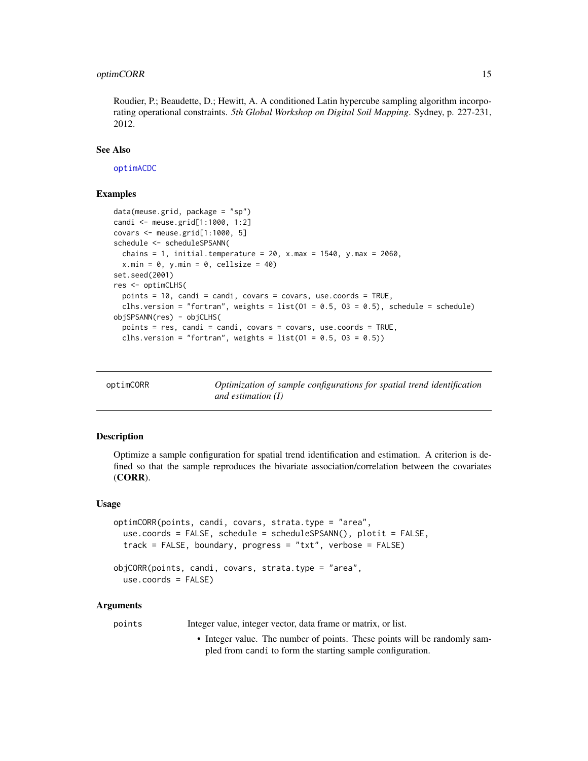Roudier, P.; Beaudette, D.; Hewitt, A. A conditioned Latin hypercube sampling algorithm incorporating operational constraints. *5th Global Workshop on Digital Soil Mapping*. Sydney, p. 227-231, 2012.

### See Also

optimACDC

### Examples

```
data(meuse.grid, package = "sp")
candi <- meuse.grid[1:1000, 1:2]
covars <- meuse.grid[1:1000, 5]
schedule <- scheduleSPSANN(
  chains = 1, initial.temperature = 20, x.max = 1540, y.max = 2060,
  x.min = 0, y.min = 0, cellsize = 40)
set.seed(2001)
res <- optimCLHS(
  points = 10, candi = candi, covars = covars, use.coords = TRUE,
  clhs.version = "fortran", weights = list(O1 = 0.5, O3 = 0.5), schedule = schedule)
objSPSANN(res) - objCLHS(
  points = res, candi = candi, covars = covars, use.coords = TRUE,
  clhs.version = "fortran", weights = list(O1 = 0.5, O3 = 0.5))
```

---

## optimCORR — *Optimization of sample configurations for spatial trend identification and estimation (I)*

---

### Description

Optimize a sample configuration for spatial trend identification and estimation. A criterion is defined so that the sample reproduces the bivariate association/correlation between the covariates (**CORR**).

### Usage

```
optimCORR(points, candi, covars, strata.type = "area",
  use.coords = FALSE, schedule = scheduleSPSANN(), plotit = FALSE,
  track = FALSE, boundary, progress = "txt", verbose = FALSE)

objCORR(points, candi, covars, strata.type = "area",
  use.coords = FALSE)
```

### Arguments

points — Integer value, integer vector, data frame or matrix, or list.

- Integer value. The number of points. These points will be randomly sampled from candi to form the starting sample configuration.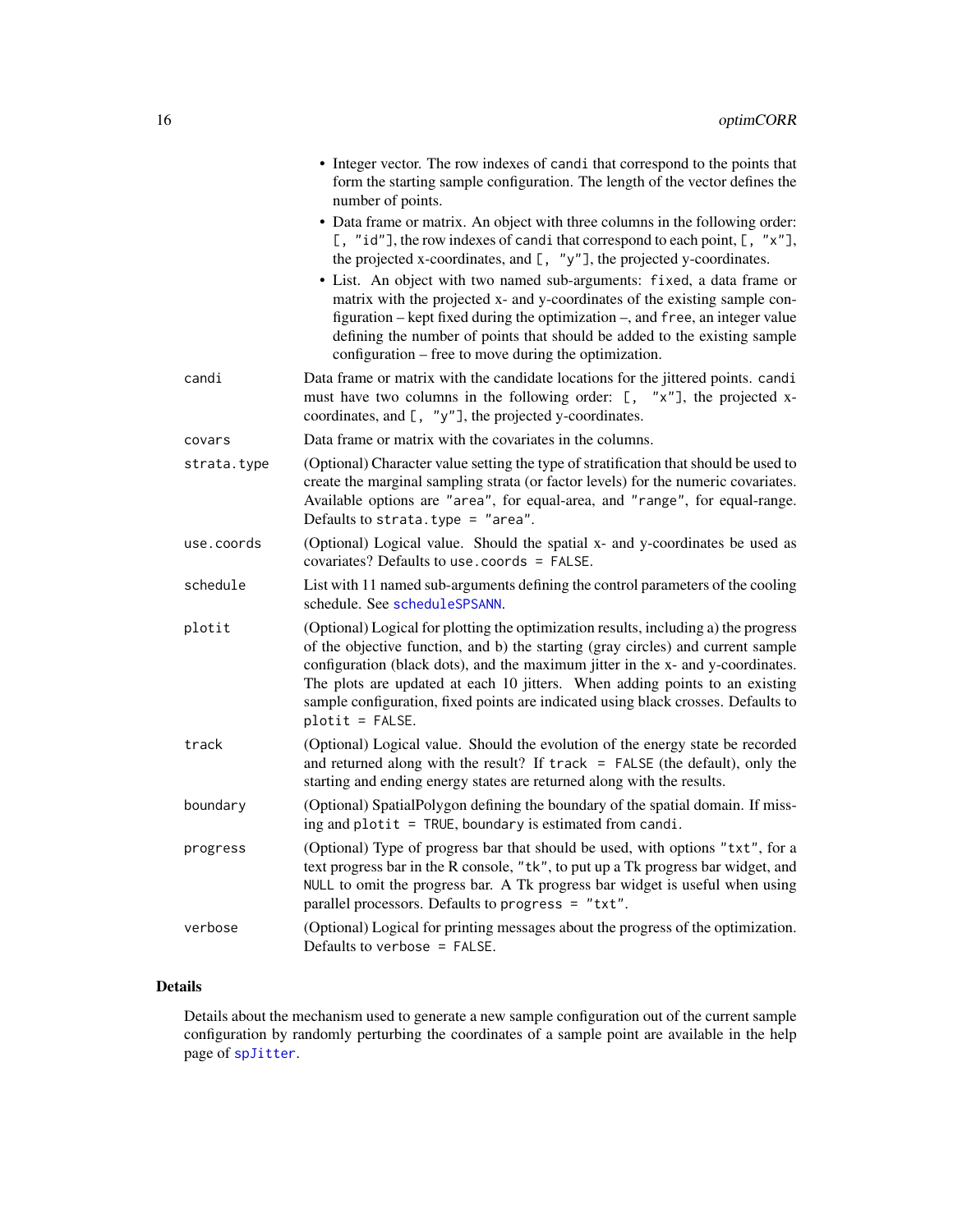- Integer vector. The row indexes of `candi` that correspond to the points that form the starting sample configuration. The length of the vector defines the number of points.
- Data frame or matrix. An object with three columns in the following order: `[, "id"]`, the row indexes of `candi` that correspond to each point, `[, "x"]`, the projected x-coordinates, and `[, "y"]`, the projected y-coordinates.
- List. An object with two named sub-arguments: `fixed`, a data frame or matrix with the projected x- and y-coordinates of the existing sample configuration – kept fixed during the optimization –, and `free`, an integer value defining the number of points that should be added to the existing sample configuration – free to move during the optimization.

`candi` Data frame or matrix with the candidate locations for the jittered points. `candi` must have two columns in the following order: `[, "x"]`, the projected x-coordinates, and `[, "y"]`, the projected y-coordinates.

`covars` Data frame or matrix with the covariates in the columns.

`strata.type` (Optional) Character value setting the type of stratification that should be used to create the marginal sampling strata (or factor levels) for the numeric covariates. Available options are `"area"`, for equal-area, and `"range"`, for equal-range. Defaults to `strata.type = "area"`.

`use.coords` (Optional) Logical value. Should the spatial x- and y-coordinates be used as covariates? Defaults to `use.coords = FALSE`.

`schedule` List with 11 named sub-arguments defining the control parameters of the cooling schedule. See `scheduleSPSANN`.

`plotit` (Optional) Logical for plotting the optimization results, including a) the progress of the objective function, and b) the starting (gray circles) and current sample configuration (black dots), and the maximum jitter in the x- and y-coordinates. The plots are updated at each 10 jitters. When adding points to an existing sample configuration, fixed points are indicated using black crosses. Defaults to `plotit = FALSE`.

`track` (Optional) Logical value. Should the evolution of the energy state be recorded and returned along with the result? If `track = FALSE` (the default), only the starting and ending energy states are returned along with the results.

`boundary` (Optional) SpatialPolygon defining the boundary of the spatial domain. If missing and `plotit = TRUE`, `boundary` is estimated from `candi`.

`progress` (Optional) Type of progress bar that should be used, with options `"txt"`, for a text progress bar in the R console, `"tk"`, to put up a Tk progress bar widget, and `NULL` to omit the progress bar. A Tk progress bar widget is useful when using parallel processors. Defaults to `progress = "txt"`.

`verbose` (Optional) Logical for printing messages about the progress of the optimization. Defaults to `verbose = FALSE`.

## Details

Details about the mechanism used to generate a new sample configuration out of the current sample configuration by randomly perturbing the coordinates of a sample point are available in the help page of `spJitter`.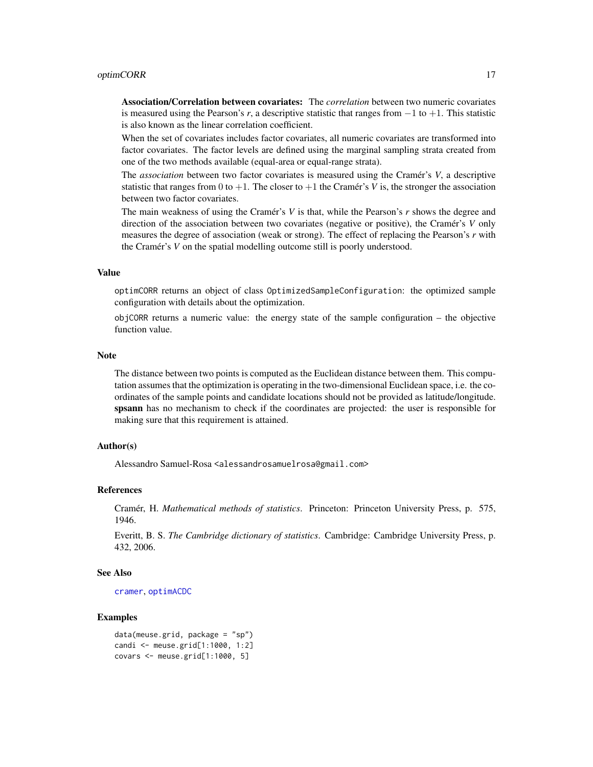**Association/Correlation between covariates:** The *correlation* between two numeric covariates is measured using the Pearson's *r*, a descriptive statistic that ranges from $-1$ to $+1$. This statistic is also known as the linear correlation coefficient.

When the set of covariates includes factor covariates, all numeric covariates are transformed into factor covariates. The factor levels are defined using the marginal sampling strata created from one of the two methods available (equal-area or equal-range strata).

The *association* between two factor covariates is measured using the Cramér's *V*, a descriptive statistic that ranges from $0$ to $+1$. The closer to $+1$ the Cramér's *V* is, the stronger the association between two factor covariates.

The main weakness of using the Cramér's *V* is that, while the Pearson's *r* shows the degree and direction of the association between two covariates (negative or positive), the Cramér's *V* only measures the degree of association (weak or strong). The effect of replacing the Pearson's *r* with the Cramér's *V* on the spatial modelling outcome still is poorly understood.

## Value

`optimCORR` returns an object of class `OptimizedSampleConfiguration`: the optimized sample configuration with details about the optimization.

`objCORR` returns a numeric value: the energy state of the sample configuration – the objective function value.

## Note

The distance between two points is computed as the Euclidean distance between them. This computation assumes that the optimization is operating in the two-dimensional Euclidean space, i.e. the coordinates of the sample points and candidate locations should not be provided as latitude/longitude. **spsann** has no mechanism to check if the coordinates are projected: the user is responsible for making sure that this requirement is attained.

## Author(s)

Alessandro Samuel-Rosa <alessandrosamuelrosa@gmail.com>

## References

Cramér, H. *Mathematical methods of statistics*. Princeton: Princeton University Press, p. 575, 1946.

Everitt, B. S. *The Cambridge dictionary of statistics*. Cambridge: Cambridge University Press, p. 432, 2006.

## See Also

cramer, optimACDC

## Examples

```
data(meuse.grid, package = "sp")
candi <- meuse.grid[1:1000, 1:2]
covars <- meuse.grid[1:1000, 5]
```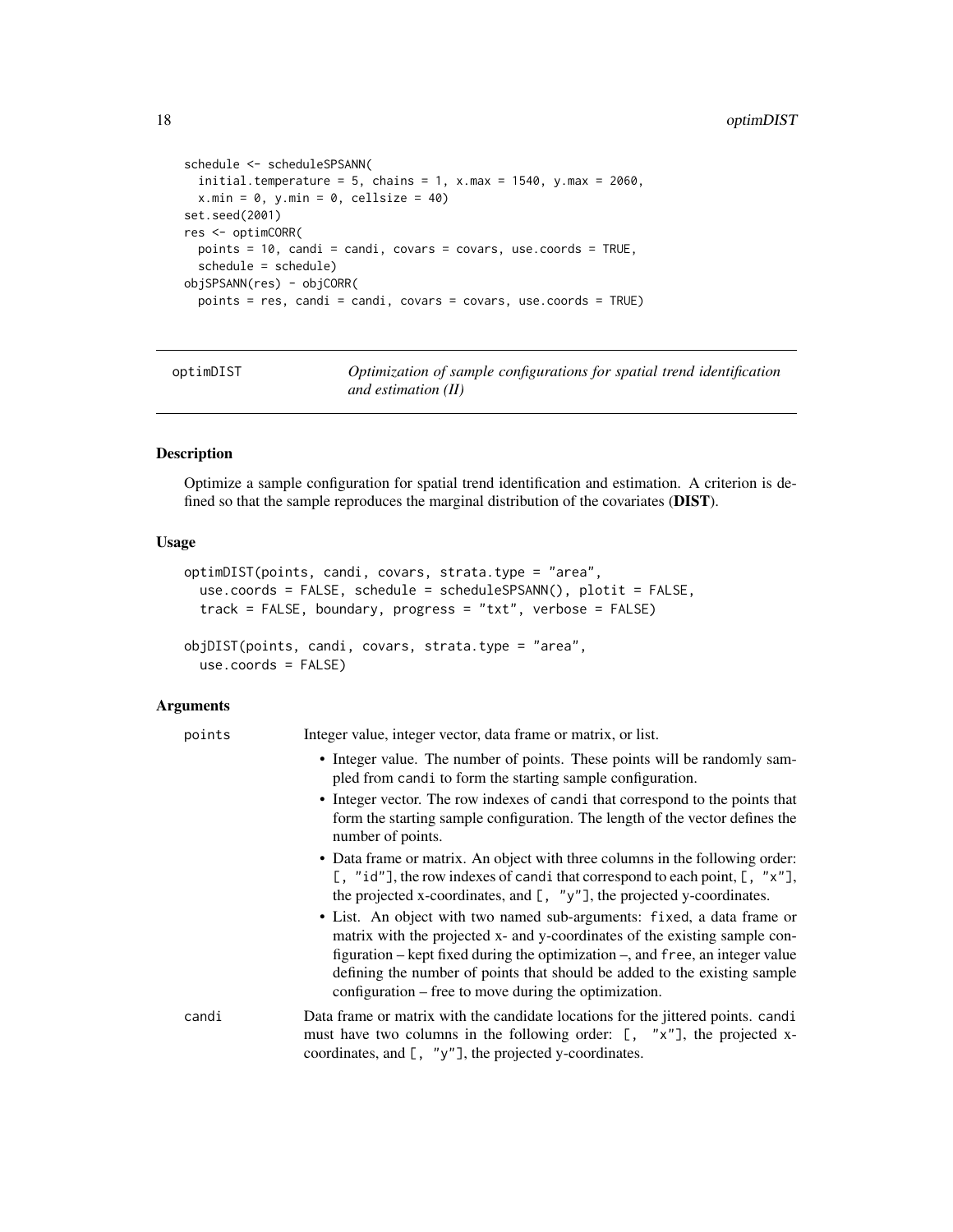```
schedule <- scheduleSPSANN(
  initial.temperature = 5, chains = 1, x.max = 1540, y.max = 2060,
  x.min = 0, y.min = 0, cellsize = 40)
set.seed(2001)
res <- optimCORR(
  points = 10, candi = candi, covars = covars, use.coords = TRUE,
  schedule = schedule)
objSPSANN(res) - objCORR(
  points = res, candi = candi, covars = covars, use.coords = TRUE)
```

## optimDIST — *Optimization of sample configurations for spatial trend identification and estimation (II)*

### Description

Optimize a sample configuration for spatial trend identification and estimation. A criterion is defined so that the sample reproduces the marginal distribution of the covariates (**DIST**).

### Usage

```
optimDIST(points, candi, covars, strata.type = "area",
  use.coords = FALSE, schedule = scheduleSPSANN(), plotit = FALSE,
  track = FALSE, boundary, progress = "txt", verbose = FALSE)

objDIST(points, candi, covars, strata.type = "area",
  use.coords = FALSE)
```

### Arguments

`points` — Integer value, integer vector, data frame or matrix, or list.

- Integer value. The number of points. These points will be randomly sampled from `candi` to form the starting sample configuration.
- Integer vector. The row indexes of `candi` that correspond to the points that form the starting sample configuration. The length of the vector defines the number of points.
- Data frame or matrix. An object with three columns in the following order: `[, "id"]`, the row indexes of `candi` that correspond to each point, `[, "x"]`, the projected x-coordinates, and `[, "y"]`, the projected y-coordinates.
- List. An object with two named sub-arguments: `fixed`, a data frame or matrix with the projected x- and y-coordinates of the existing sample configuration – kept fixed during the optimization –, and `free`, an integer value defining the number of points that should be added to the existing sample configuration – free to move during the optimization.

`candi` — Data frame or matrix with the candidate locations for the jittered points. `candi` must have two columns in the following order: `[, "x"]`, the projected x-coordinates, and `[, "y"]`, the projected y-coordinates.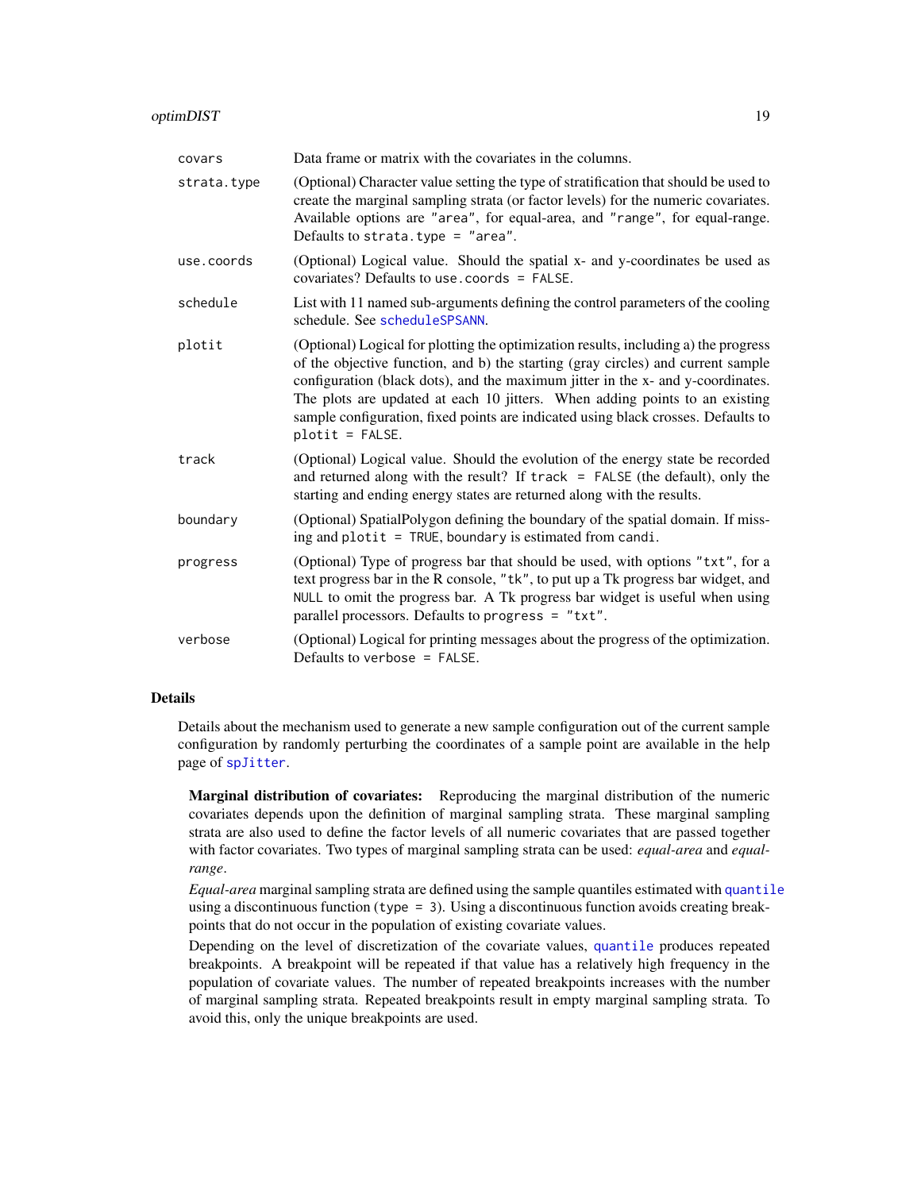| | |
|---|---|
| `covars` | Data frame or matrix with the covariates in the columns. |
| `strata.type` | (Optional) Character value setting the type of stratification that should be used to create the marginal sampling strata (or factor levels) for the numeric covariates. Available options are `"area"`, for equal-area, and `"range"`, for equal-range. Defaults to `strata.type = "area"`. |
| `use.coords` | (Optional) Logical value. Should the spatial x- and y-coordinates be used as covariates? Defaults to `use.coords = FALSE`. |
| `schedule` | List with 11 named sub-arguments defining the control parameters of the cooling schedule. See `scheduleSPSANN`. |
| `plotit` | (Optional) Logical for plotting the optimization results, including a) the progress of the objective function, and b) the starting (gray circles) and current sample configuration (black dots), and the maximum jitter in the x- and y-coordinates. The plots are updated at each 10 jitters. When adding points to an existing sample configuration, fixed points are indicated using black crosses. Defaults to `plotit = FALSE`. |
| `track` | (Optional) Logical value. Should the evolution of the energy state be recorded and returned along with the result? If `track = FALSE` (the default), only the starting and ending energy states are returned along with the results. |
| `boundary` | (Optional) SpatialPolygon defining the boundary of the spatial domain. If missing and `plotit = TRUE`, `boundary` is estimated from `candi`. |
| `progress` | (Optional) Type of progress bar that should be used, with options `"txt"`, for a text progress bar in the R console, `"tk"`, to put up a Tk progress bar widget, and `NULL` to omit the progress bar. A Tk progress bar widget is useful when using parallel processors. Defaults to `progress = "txt"`. |
| `verbose` | (Optional) Logical for printing messages about the progress of the optimization. Defaults to `verbose = FALSE`. |

## Details

Details about the mechanism used to generate a new sample configuration out of the current sample configuration by randomly perturbing the coordinates of a sample point are available in the help page of `spJitter`.

**Marginal distribution of covariates:** Reproducing the marginal distribution of the numeric covariates depends upon the definition of marginal sampling strata. These marginal sampling strata are also used to define the factor levels of all numeric covariates that are passed together with factor covariates. Two types of marginal sampling strata can be used: *equal-area* and *equal-range*.

*Equal-area* marginal sampling strata are defined using the sample quantiles estimated with `quantile` using a discontinuous function (`type = 3`). Using a discontinuous function avoids creating breakpoints that do not occur in the population of existing covariate values.

Depending on the level of discretization of the covariate values, `quantile` produces repeated breakpoints. A breakpoint will be repeated if that value has a relatively high frequency in the population of covariate values. The number of repeated breakpoints increases with the number of marginal sampling strata. Repeated breakpoints result in empty marginal sampling strata. To avoid this, only the unique breakpoints are used.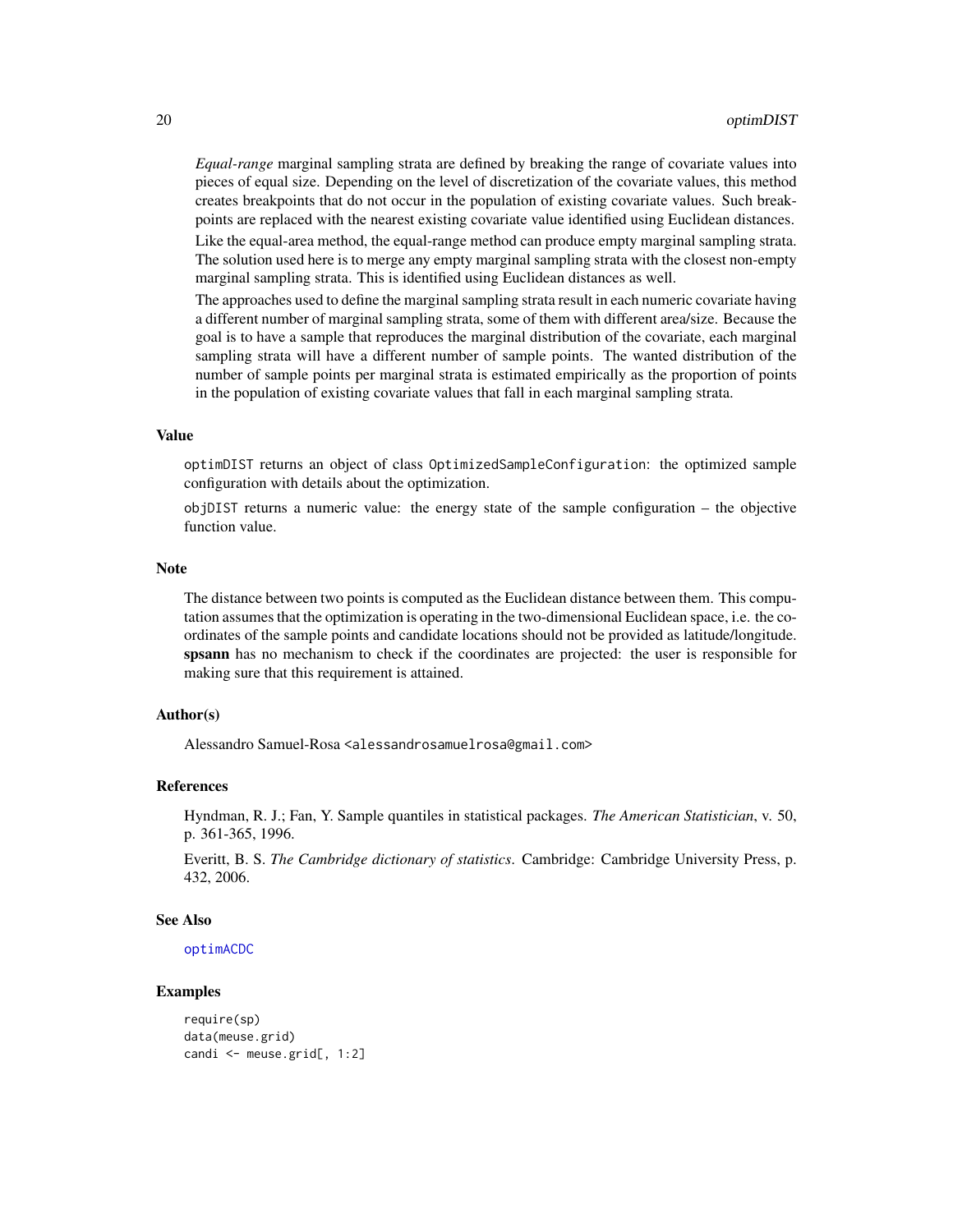*Equal-range* marginal sampling strata are defined by breaking the range of covariate values into pieces of equal size. Depending on the level of discretization of the covariate values, this method creates breakpoints that do not occur in the population of existing covariate values. Such breakpoints are replaced with the nearest existing covariate value identified using Euclidean distances.

Like the equal-area method, the equal-range method can produce empty marginal sampling strata. The solution used here is to merge any empty marginal sampling strata with the closest non-empty marginal sampling strata. This is identified using Euclidean distances as well.

The approaches used to define the marginal sampling strata result in each numeric covariate having a different number of marginal sampling strata, some of them with different area/size. Because the goal is to have a sample that reproduces the marginal distribution of the covariate, each marginal sampling strata will have a different number of sample points. The wanted distribution of the number of sample points per marginal strata is estimated empirically as the proportion of points in the population of existing covariate values that fall in each marginal sampling strata.

## Value

`optimDIST` returns an object of class `OptimizedSampleConfiguration`: the optimized sample configuration with details about the optimization.

`objDIST` returns a numeric value: the energy state of the sample configuration – the objective function value.

## Note

The distance between two points is computed as the Euclidean distance between them. This computation assumes that the optimization is operating in the two-dimensional Euclidean space, i.e. the coordinates of the sample points and candidate locations should not be provided as latitude/longitude. **spsann** has no mechanism to check if the coordinates are projected: the user is responsible for making sure that this requirement is attained.

## Author(s)

Alessandro Samuel-Rosa <alessandrosamuelrosa@gmail.com>

## References

Hyndman, R. J.; Fan, Y. Sample quantiles in statistical packages. *The American Statistician*, v. 50, p. 361-365, 1996.

Everitt, B. S. *The Cambridge dictionary of statistics*. Cambridge: Cambridge University Press, p. 432, 2006.

## See Also

`optimACDC`

## Examples

```
require(sp)
data(meuse.grid)
candi <- meuse.grid[, 1:2]
```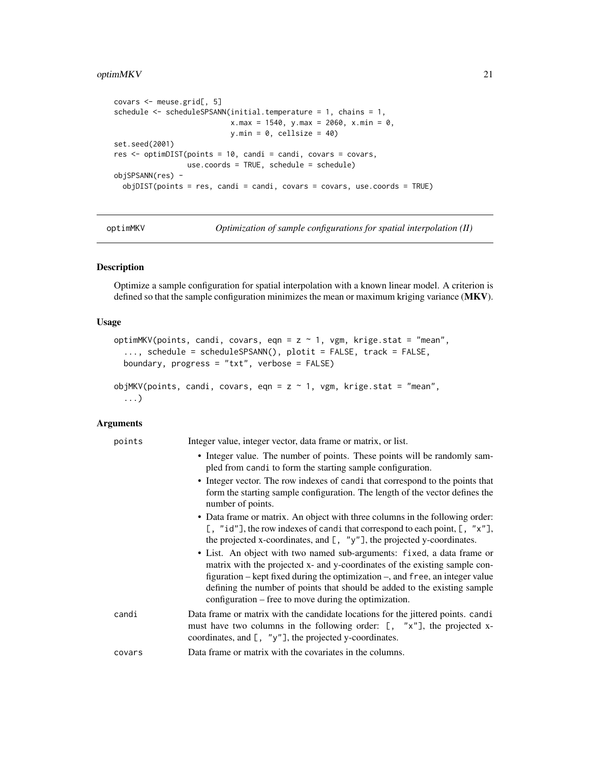```
covars <- meuse.grid[, 5]
schedule <- scheduleSPSANN(initial.temperature = 1, chains = 1,
                           x.max = 1540, y.max = 2060, x.min = 0,
                           y.min = 0, cellsize = 40)
set.seed(2001)
res <- optimDIST(points = 10, candi = candi, covars = covars,
                 use.coords = TRUE, schedule = schedule)
objSPSANN(res) -
  objDIST(points = res, candi = candi, covars = covars, use.coords = TRUE)
```

## optimMKV — *Optimization of sample configurations for spatial interpolation (II)*

### Description

Optimize a sample configuration for spatial interpolation with a known linear model. A criterion is defined so that the sample configuration minimizes the mean or maximum kriging variance (**MKV**).

### Usage

```
optimMKV(points, candi, covars, eqn = z ~ 1, vgm, krige.stat = "mean",
  ..., schedule = scheduleSPSANN(), plotit = FALSE, track = FALSE,
  boundary, progress = "txt", verbose = FALSE)

objMKV(points, candi, covars, eqn = z ~ 1, vgm, krige.stat = "mean",
  ...)
```

### Arguments

`points` Integer value, integer vector, data frame or matrix, or list.

- Integer value. The number of points. These points will be randomly sampled from `candi` to form the starting sample configuration.
- Integer vector. The row indexes of `candi` that correspond to the points that form the starting sample configuration. The length of the vector defines the number of points.
- Data frame or matrix. An object with three columns in the following order: `[, "id"]`, the row indexes of `candi` that correspond to each point, `[, "x"]`, the projected x-coordinates, and `[, "y"]`, the projected y-coordinates.
- List. An object with two named sub-arguments: `fixed`, a data frame or matrix with the projected x- and y-coordinates of the existing sample configuration – kept fixed during the optimization –, and `free`, an integer value defining the number of points that should be added to the existing sample configuration – free to move during the optimization.

`candi` Data frame or matrix with the candidate locations for the jittered points. `candi` must have two columns in the following order: `[, "x"]`, the projected x-coordinates, and `[, "y"]`, the projected y-coordinates.

`covars` Data frame or matrix with the covariates in the columns.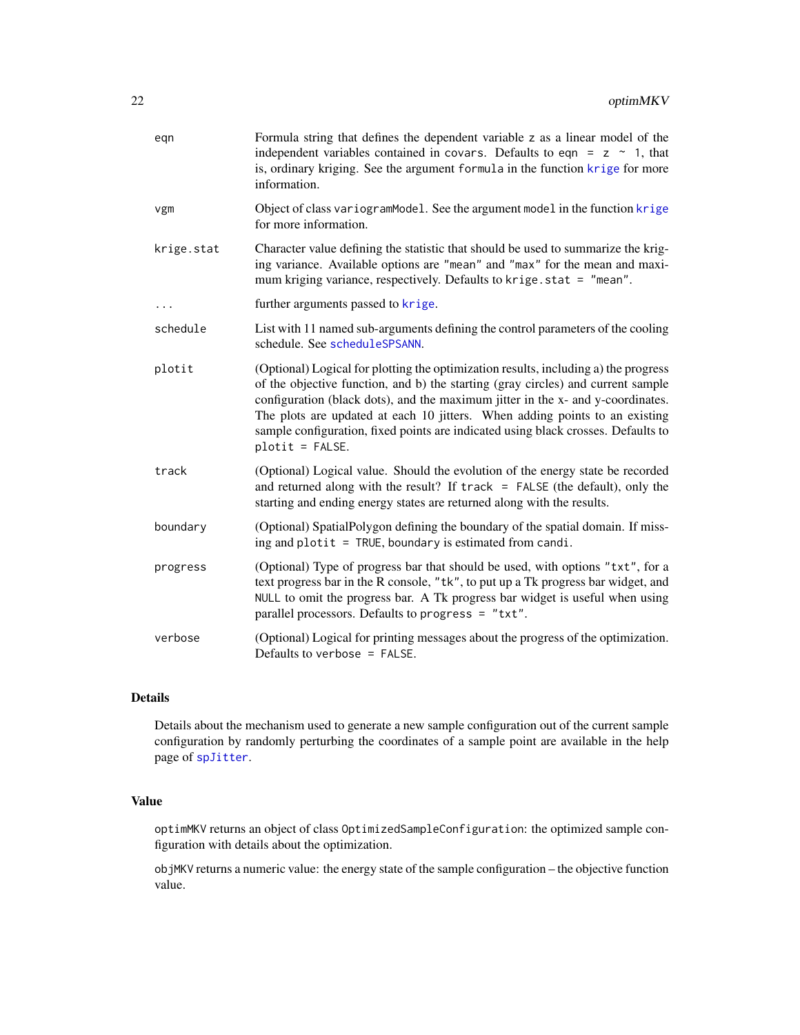| | |
|---|---|
| `eqn` | Formula string that defines the dependent variable `z` as a linear model of the independent variables contained in `covars`. Defaults to `eqn = z ~ 1`, that is, ordinary kriging. See the argument `formula` in the function `krige` for more information. |
| `vgm` | Object of class `variogramModel`. See the argument `model` in the function `krige` for more information. |
| `krige.stat` | Character value defining the statistic that should be used to summarize the kriging variance. Available options are `"mean"` and `"max"` for the mean and maximum kriging variance, respectively. Defaults to `krige.stat = "mean"`. |
| `...` | further arguments passed to `krige`. |
| `schedule` | List with 11 named sub-arguments defining the control parameters of the cooling schedule. See `scheduleSPSANN`. |
| `plotit` | (Optional) Logical for plotting the optimization results, including a) the progress of the objective function, and b) the starting (gray circles) and current sample configuration (black dots), and the maximum jitter in the x- and y-coordinates. The plots are updated at each 10 jitters. When adding points to an existing sample configuration, fixed points are indicated using black crosses. Defaults to `plotit = FALSE`. |
| `track` | (Optional) Logical value. Should the evolution of the energy state be recorded and returned along with the result? If `track = FALSE` (the default), only the starting and ending energy states are returned along with the results. |
| `boundary` | (Optional) SpatialPolygon defining the boundary of the spatial domain. If missing and `plotit = TRUE`, `boundary` is estimated from `candi`. |
| `progress` | (Optional) Type of progress bar that should be used, with options `"txt"`, for a text progress bar in the R console, `"tk"`, to put up a Tk progress bar widget, and `NULL` to omit the progress bar. A Tk progress bar widget is useful when using parallel processors. Defaults to `progress = "txt"`. |
| `verbose` | (Optional) Logical for printing messages about the progress of the optimization. Defaults to `verbose = FALSE`. |

## Details

Details about the mechanism used to generate a new sample configuration out of the current sample configuration by randomly perturbing the coordinates of a sample point are available in the help page of `spJitter`.

## Value

`optimMKV` returns an object of class `OptimizedSampleConfiguration`: the optimized sample configuration with details about the optimization.

`objMKV` returns a numeric value: the energy state of the sample configuration – the objective function value.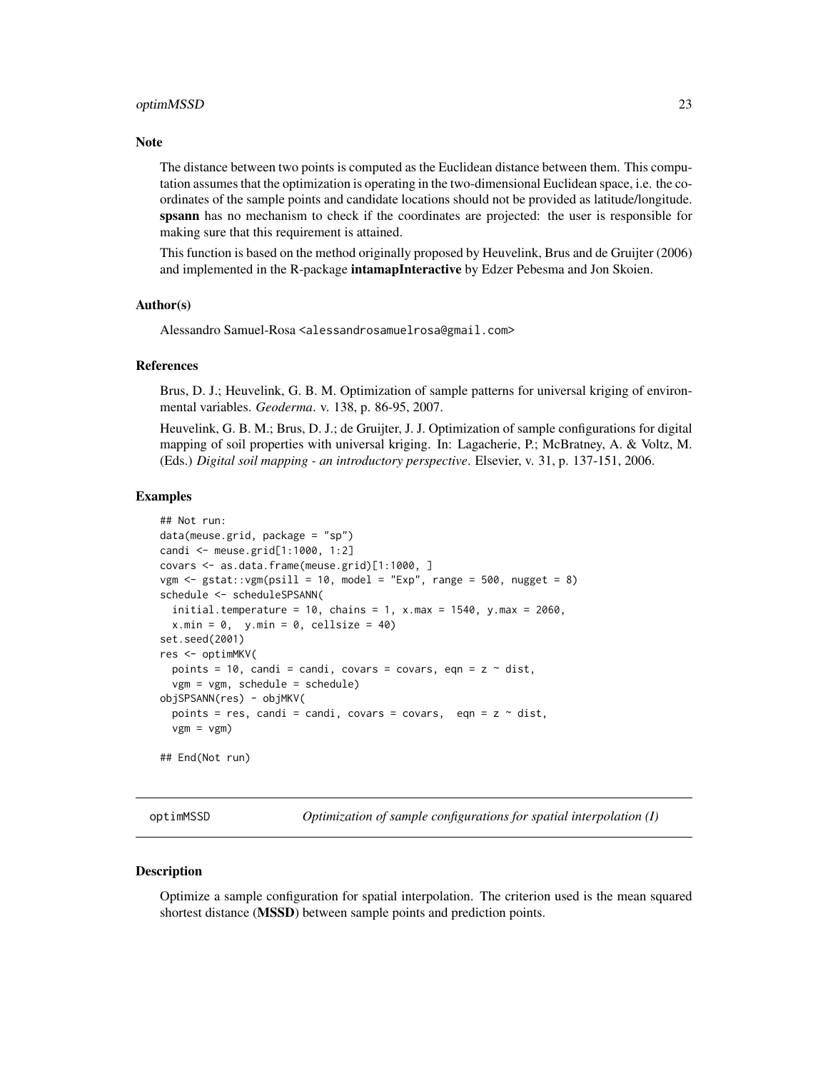### Note

The distance between two points is computed as the Euclidean distance between them. This computation assumes that the optimization is operating in the two-dimensional Euclidean space, i.e. the coordinates of the sample points and candidate locations should not be provided as latitude/longitude. **spsann** has no mechanism to check if the coordinates are projected: the user is responsible for making sure that this requirement is attained.

This function is based on the method originally proposed by Heuvelink, Brus and de Gruijter (2006) and implemented in the R-package **intamapInteractive** by Edzer Pebesma and Jon Skoien.

### Author(s)

Alessandro Samuel-Rosa <alessandrosamuelrosa@gmail.com>

### References

Brus, D. J.; Heuvelink, G. B. M. Optimization of sample patterns for universal kriging of environmental variables. *Geoderma*. v. 138, p. 86-95, 2007.

Heuvelink, G. B. M.; Brus, D. J.; de Gruijter, J. J. Optimization of sample configurations for digital mapping of soil properties with universal kriging. In: Lagacherie, P.; McBratney, A. & Voltz, M. (Eds.) *Digital soil mapping - an introductory perspective*. Elsevier, v. 31, p. 137-151, 2006.

### Examples

```
## Not run:
data(meuse.grid, package = "sp")
candi <- meuse.grid[1:1000, 1:2]
covars <- as.data.frame(meuse.grid)[1:1000, ]
vgm <- gstat::vgm(psill = 10, model = "Exp", range = 500, nugget = 8)
schedule <- scheduleSPSANN(
  initial.temperature = 10, chains = 1, x.max = 1540, y.max = 2060,
  x.min = 0,  y.min = 0, cellsize = 40)
set.seed(2001)
res <- optimMKV(
  points = 10, candi = candi, covars = covars, eqn = z ~ dist,
  vgm = vgm, schedule = schedule)
objSPSANN(res) - objMKV(
  points = res, candi = candi, covars = covars,  eqn = z ~ dist,
  vgm = vgm)

## End(Not run)
```

---

## optimMSSD — *Optimization of sample configurations for spatial interpolation (I)*

### Description

Optimize a sample configuration for spatial interpolation. The criterion used is the mean squared shortest distance (**MSSD**) between sample points and prediction points.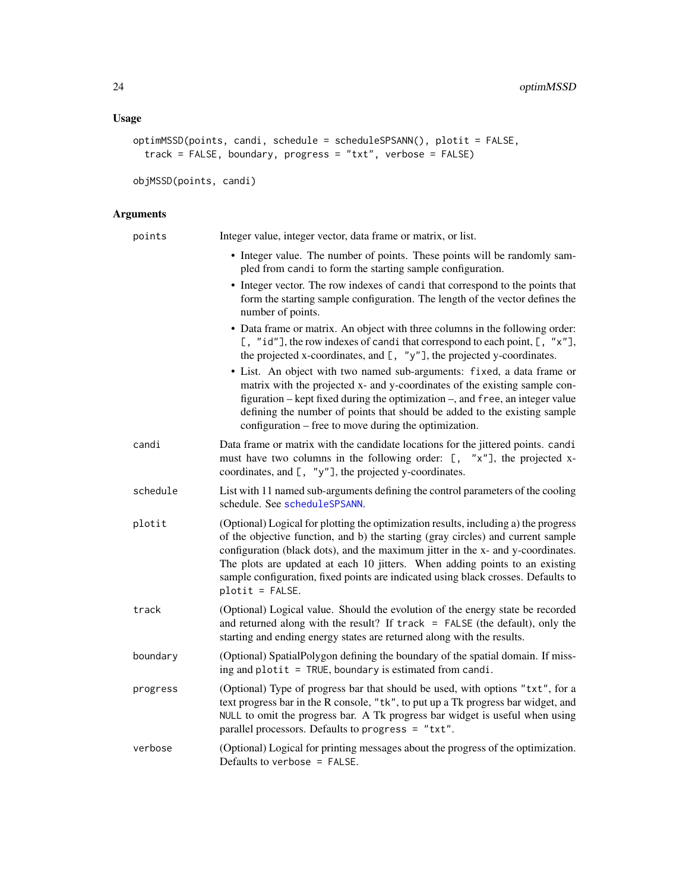## Usage

```
optimMSSD(points, candi, schedule = scheduleSPSANN(), plotit = FALSE,
  track = FALSE, boundary, progress = "txt", verbose = FALSE)

objMSSD(points, candi)
```

## Arguments

**points** Integer value, integer vector, data frame or matrix, or list.

- Integer value. The number of points. These points will be randomly sampled from `candi` to form the starting sample configuration.
- Integer vector. The row indexes of `candi` that correspond to the points that form the starting sample configuration. The length of the vector defines the number of points.
- Data frame or matrix. An object with three columns in the following order: `[, "id"]`, the row indexes of `candi` that correspond to each point, `[, "x"]`, the projected x-coordinates, and `[, "y"]`, the projected y-coordinates.
- List. An object with two named sub-arguments: `fixed`, a data frame or matrix with the projected x- and y-coordinates of the existing sample configuration – kept fixed during the optimization –, and `free`, an integer value defining the number of points that should be added to the existing sample configuration – free to move during the optimization.

**candi** Data frame or matrix with the candidate locations for the jittered points. `candi` must have two columns in the following order: `[, "x"]`, the projected x-coordinates, and `[, "y"]`, the projected y-coordinates.

**schedule** List with 11 named sub-arguments defining the control parameters of the cooling schedule. See `scheduleSPSANN`.

**plotit** (Optional) Logical for plotting the optimization results, including a) the progress of the objective function, and b) the starting (gray circles) and current sample configuration (black dots), and the maximum jitter in the x- and y-coordinates. The plots are updated at each 10 jitters. When adding points to an existing sample configuration, fixed points are indicated using black crosses. Defaults to `plotit = FALSE`.

**track** (Optional) Logical value. Should the evolution of the energy state be recorded and returned along with the result? If `track = FALSE` (the default), only the starting and ending energy states are returned along with the results.

**boundary** (Optional) SpatialPolygon defining the boundary of the spatial domain. If missing and `plotit = TRUE`, `boundary` is estimated from `candi`.

**progress** (Optional) Type of progress bar that should be used, with options `"txt"`, for a text progress bar in the R console, `"tk"`, to put up a Tk progress bar widget, and `NULL` to omit the progress bar. A Tk progress bar widget is useful when using parallel processors. Defaults to `progress = "txt"`.

**verbose** (Optional) Logical for printing messages about the progress of the optimization. Defaults to `verbose = FALSE`.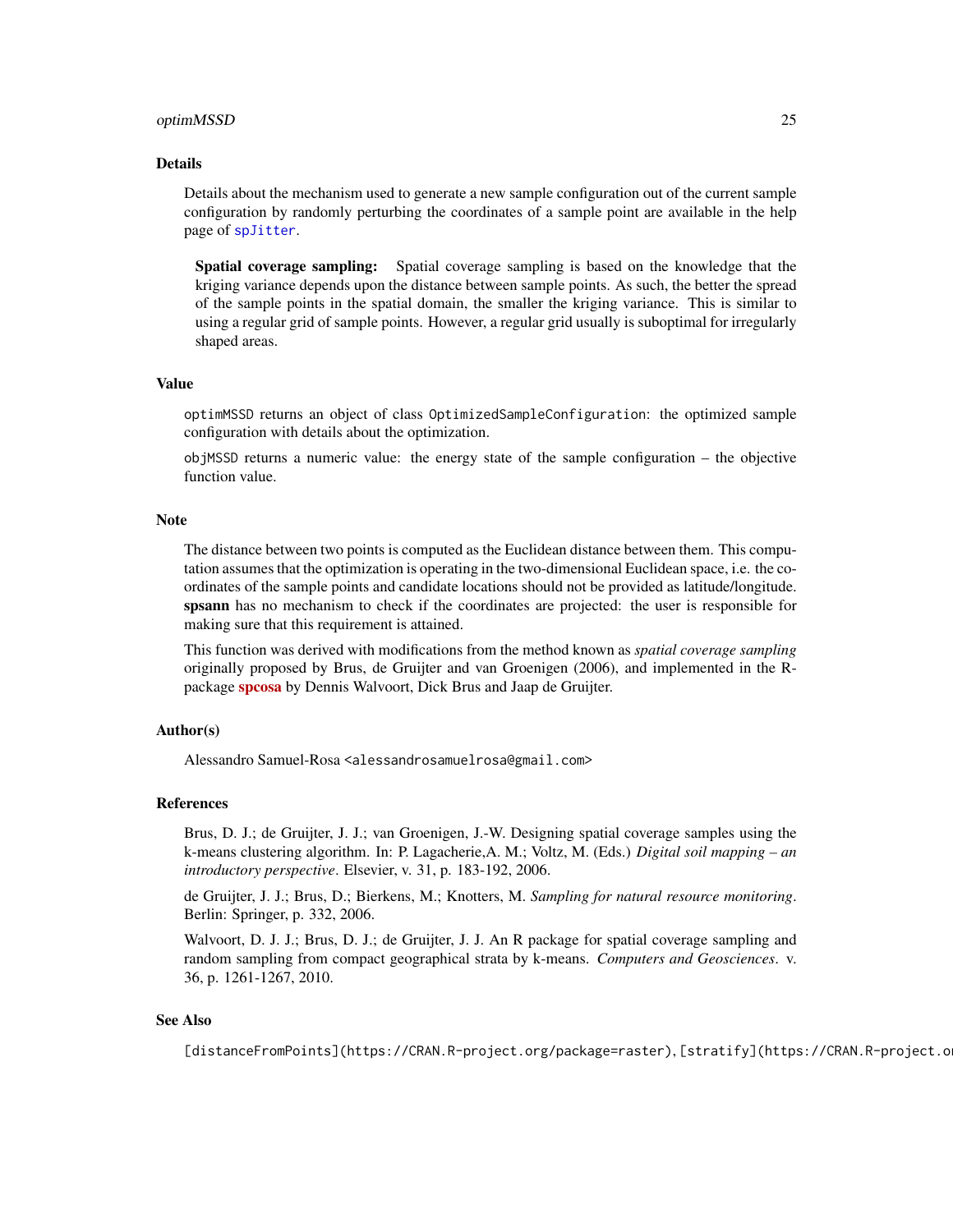## Details

Details about the mechanism used to generate a new sample configuration out of the current sample configuration by randomly perturbing the coordinates of a sample point are available in the help page of `spJitter`.

**Spatial coverage sampling:** Spatial coverage sampling is based on the knowledge that the kriging variance depends upon the distance between sample points. As such, the better the spread of the sample points in the spatial domain, the smaller the kriging variance. This is similar to using a regular grid of sample points. However, a regular grid usually is suboptimal for irregularly shaped areas.

## Value

`optimMSSD` returns an object of class `OptimizedSampleConfiguration`: the optimized sample configuration with details about the optimization.

`objMSSD` returns a numeric value: the energy state of the sample configuration – the objective function value.

## Note

The distance between two points is computed as the Euclidean distance between them. This computation assumes that the optimization is operating in the two-dimensional Euclidean space, i.e. the coordinates of the sample points and candidate locations should not be provided as latitude/longitude. **spsann** has no mechanism to check if the coordinates are projected: the user is responsible for making sure that this requirement is attained.

This function was derived with modifications from the method known as *spatial coverage sampling* originally proposed by Brus, de Gruijter and van Groenigen (2006), and implemented in the R-package **spcosa** by Dennis Walvoort, Dick Brus and Jaap de Gruijter.

## Author(s)

Alessandro Samuel-Rosa <alessandrosamuelrosa@gmail.com>

## References

Brus, D. J.; de Gruijter, J. J.; van Groenigen, J.-W. Designing spatial coverage samples using the k-means clustering algorithm. In: P. Lagacherie,A. M.; Voltz, M. (Eds.) *Digital soil mapping – an introductory perspective*. Elsevier, v. 31, p. 183-192, 2006.

de Gruijter, J. J.; Brus, D.; Bierkens, M.; Knotters, M. *Sampling for natural resource monitoring*. Berlin: Springer, p. 332, 2006.

Walvoort, D. J. J.; Brus, D. J.; de Gruijter, J. J. An R package for spatial coverage sampling and random sampling from compact geographical strata by k-means. *Computers and Geosciences*. v. 36, p. 1261-1267, 2010.

## See Also

[distanceFromPoints](https://CRAN.R-project.org/package=raster), [stratify](https://CRAN.R-project.o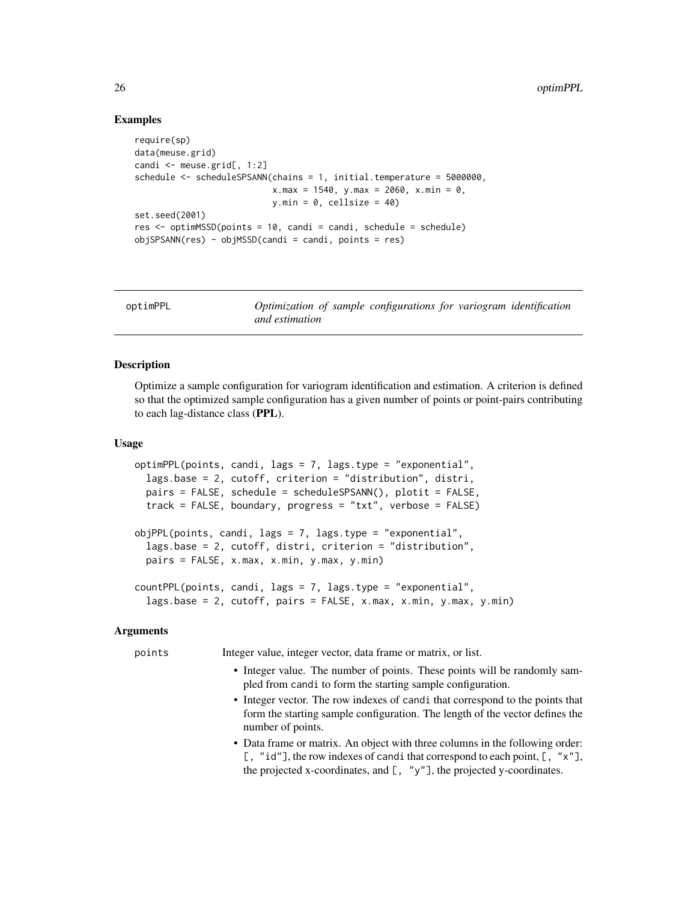### Examples

```
require(sp)
data(meuse.grid)
candi <- meuse.grid[, 1:2]
schedule <- scheduleSPSANN(chains = 1, initial.temperature = 5000000,
                           x.max = 1540, y.max = 2060, x.min = 0,
                           y.min = 0, cellsize = 40)
set.seed(2001)
res <- optimMSSD(points = 10, candi = candi, schedule = schedule)
objSPSANN(res) - objMSSD(candi = candi, points = res)
```

---

## optimPPL — *Optimization of sample configurations for variogram identification and estimation*

---

### Description

Optimize a sample configuration for variogram identification and estimation. A criterion is defined so that the optimized sample configuration has a given number of points or point-pairs contributing to each lag-distance class (**PPL**).

### Usage

```
optimPPL(points, candi, lags = 7, lags.type = "exponential",
  lags.base = 2, cutoff, criterion = "distribution", distri,
  pairs = FALSE, schedule = scheduleSPSANN(), plotit = FALSE,
  track = FALSE, boundary, progress = "txt", verbose = FALSE)

objPPL(points, candi, lags = 7, lags.type = "exponential",
  lags.base = 2, cutoff, distri, criterion = "distribution",
  pairs = FALSE, x.max, x.min, y.max, y.min)

countPPL(points, candi, lags = 7, lags.type = "exponential",
  lags.base = 2, cutoff, pairs = FALSE, x.max, x.min, y.max, y.min)
```

### Arguments

`points` — Integer value, integer vector, data frame or matrix, or list.

- Integer value. The number of points. These points will be randomly sampled from `candi` to form the starting sample configuration.
- Integer vector. The row indexes of `candi` that correspond to the points that form the starting sample configuration. The length of the vector defines the number of points.
- Data frame or matrix. An object with three columns in the following order: `[, "id"]`, the row indexes of `candi` that correspond to each point, `[, "x"]`, the projected x-coordinates, and `[, "y"]`, the projected y-coordinates.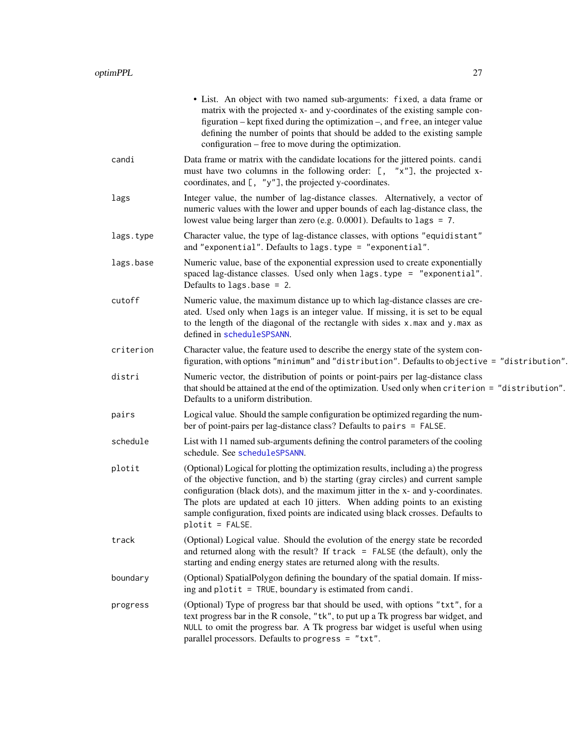- List. An object with two named sub-arguments: `fixed`, a data frame or matrix with the projected x- and y-coordinates of the existing sample configuration – kept fixed during the optimization –, and `free`, an integer value defining the number of points that should be added to the existing sample configuration – free to move during the optimization.

`candi`
: Data frame or matrix with the candidate locations for the jittered points. `candi` must have two columns in the following order: `[, "x"]`, the projected x-coordinates, and `[, "y"]`, the projected y-coordinates.

`lags`
: Integer value, the number of lag-distance classes. Alternatively, a vector of numeric values with the lower and upper bounds of each lag-distance class, the lowest value being larger than zero (e.g. 0.0001). Defaults to `lags = 7`.

`lags.type`
: Character value, the type of lag-distance classes, with options `"equidistant"` and `"exponential"`. Defaults to `lags.type = "exponential"`.

`lags.base`
: Numeric value, base of the exponential expression used to create exponentially spaced lag-distance classes. Used only when `lags.type = "exponential"`. Defaults to `lags.base = 2`.

`cutoff`
: Numeric value, the maximum distance up to which lag-distance classes are created. Used only when `lags` is an integer value. If missing, it is set to be equal to the length of the diagonal of the rectangle with sides `x.max` and `y.max` as defined in `scheduleSPSANN`.

`criterion`
: Character value, the feature used to describe the energy state of the system configuration, with options `"minimum"` and `"distribution"`. Defaults to `objective = "distribution"`.

`distri`
: Numeric vector, the distribution of points or point-pairs per lag-distance class that should be attained at the end of the optimization. Used only when `criterion = "distribution"`. Defaults to a uniform distribution.

`pairs`
: Logical value. Should the sample configuration be optimized regarding the number of point-pairs per lag-distance class? Defaults to `pairs = FALSE`.

`schedule`
: List with 11 named sub-arguments defining the control parameters of the cooling schedule. See `scheduleSPSANN`.

`plotit`
: (Optional) Logical for plotting the optimization results, including a) the progress of the objective function, and b) the starting (gray circles) and current sample configuration (black dots), and the maximum jitter in the x- and y-coordinates. The plots are updated at each 10 jitters. When adding points to an existing sample configuration, fixed points are indicated using black crosses. Defaults to `plotit = FALSE`.

`track`
: (Optional) Logical value. Should the evolution of the energy state be recorded and returned along with the result? If `track = FALSE` (the default), only the starting and ending energy states are returned along with the results.

`boundary`
: (Optional) SpatialPolygon defining the boundary of the spatial domain. If missing and `plotit = TRUE`, `boundary` is estimated from `candi`.

`progress`
: (Optional) Type of progress bar that should be used, with options `"txt"`, for a text progress bar in the R console, `"tk"`, to put up a Tk progress bar widget, and `NULL` to omit the progress bar. A Tk progress bar widget is useful when using parallel processors. Defaults to `progress = "txt"`.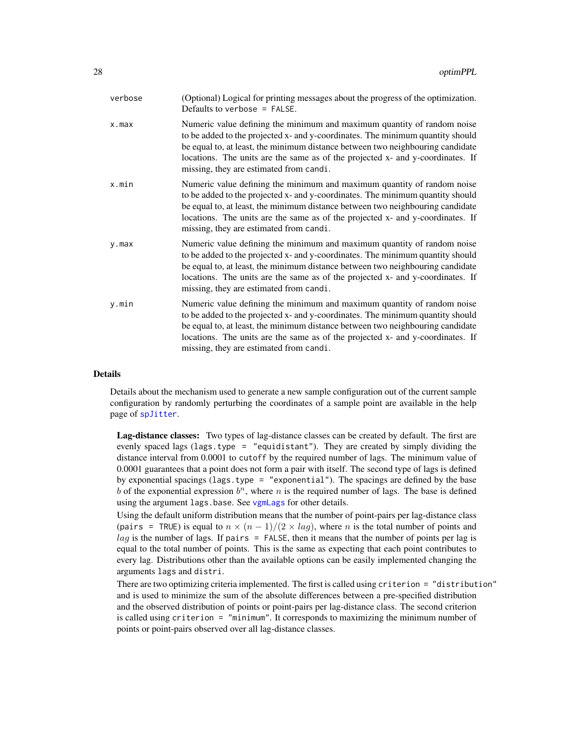| | |
|---|---|
| `verbose` | (Optional) Logical for printing messages about the progress of the optimization. Defaults to `verbose = FALSE`. |
| `x.max` | Numeric value defining the minimum and maximum quantity of random noise to be added to the projected x- and y-coordinates. The minimum quantity should be equal to, at least, the minimum distance between two neighbouring candidate locations. The units are the same as of the projected x- and y-coordinates. If missing, they are estimated from `candi`. |
| `x.min` | Numeric value defining the minimum and maximum quantity of random noise to be added to the projected x- and y-coordinates. The minimum quantity should be equal to, at least, the minimum distance between two neighbouring candidate locations. The units are the same as of the projected x- and y-coordinates. If missing, they are estimated from `candi`. |
| `y.max` | Numeric value defining the minimum and maximum quantity of random noise to be added to the projected x- and y-coordinates. The minimum quantity should be equal to, at least, the minimum distance between two neighbouring candidate locations. The units are the same as of the projected x- and y-coordinates. If missing, they are estimated from `candi`. |
| `y.min` | Numeric value defining the minimum and maximum quantity of random noise to be added to the projected x- and y-coordinates. The minimum quantity should be equal to, at least, the minimum distance between two neighbouring candidate locations. The units are the same as of the projected x- and y-coordinates. If missing, they are estimated from `candi`. |

## Details

Details about the mechanism used to generate a new sample configuration out of the current sample configuration by randomly perturbing the coordinates of a sample point are available in the help page of `spJitter`.

**Lag-distance classes:** Two types of lag-distance classes can be created by default. The first are evenly spaced lags (`lags.type = "equidistant"`). They are created by simply dividing the distance interval from 0.0001 to `cutoff` by the required number of lags. The minimum value of 0.0001 guarantees that a point does not form a pair with itself. The second type of lags is defined by exponential spacings (`lags.type = "exponential"`). The spacings are defined by the base $b$ of the exponential expression $b^n$, where $n$ is the required number of lags. The base is defined using the argument `lags.base`. See `vgmLags` for other details.

Using the default uniform distribution means that the number of point-pairs per lag-distance class (`pairs = TRUE`) is equal to $n \times (n-1)/(2 \times lag)$, where $n$ is the total number of points and $lag$ is the number of lags. If `pairs = FALSE`, then it means that the number of points per lag is equal to the total number of points. This is the same as expecting that each point contributes to every lag. Distributions other than the available options can be easily implemented changing the arguments `lags` and `distri`.

There are two optimizing criteria implemented. The first is called using `criterion = "distribution"` and is used to minimize the sum of the absolute differences between a pre-specified distribution and the observed distribution of points or point-pairs per lag-distance class. The second criterion is called using `criterion = "minimum"`. It corresponds to maximizing the minimum number of points or point-pairs observed over all lag-distance classes.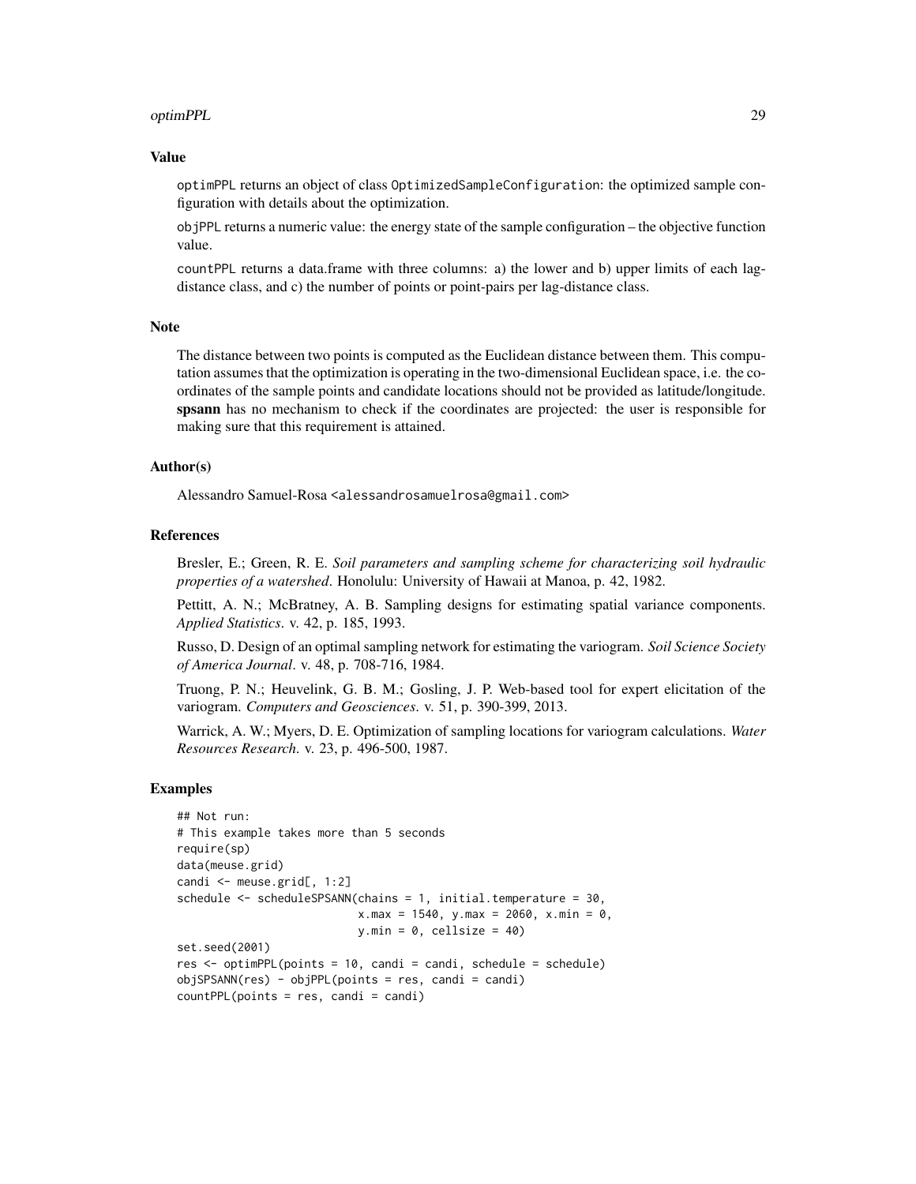### Value

optimPPL returns an object of class OptimizedSampleConfiguration: the optimized sample configuration with details about the optimization.

objPPL returns a numeric value: the energy state of the sample configuration – the objective function value.

countPPL returns a data.frame with three columns: a) the lower and b) upper limits of each lag-distance class, and c) the number of points or point-pairs per lag-distance class.

### Note

The distance between two points is computed as the Euclidean distance between them. This computation assumes that the optimization is operating in the two-dimensional Euclidean space, i.e. the coordinates of the sample points and candidate locations should not be provided as latitude/longitude. **spsann** has no mechanism to check if the coordinates are projected: the user is responsible for making sure that this requirement is attained.

### Author(s)

Alessandro Samuel-Rosa <alessandrosamuelrosa@gmail.com>

### References

Bresler, E.; Green, R. E. *Soil parameters and sampling scheme for characterizing soil hydraulic properties of a watershed*. Honolulu: University of Hawaii at Manoa, p. 42, 1982.

Pettitt, A. N.; McBratney, A. B. Sampling designs for estimating spatial variance components. *Applied Statistics*. v. 42, p. 185, 1993.

Russo, D. Design of an optimal sampling network for estimating the variogram. *Soil Science Society of America Journal*. v. 48, p. 708-716, 1984.

Truong, P. N.; Heuvelink, G. B. M.; Gosling, J. P. Web-based tool for expert elicitation of the variogram. *Computers and Geosciences*. v. 51, p. 390-399, 2013.

Warrick, A. W.; Myers, D. E. Optimization of sampling locations for variogram calculations. *Water Resources Research*. v. 23, p. 496-500, 1987.

### Examples

```
## Not run:
# This example takes more than 5 seconds
require(sp)
data(meuse.grid)
candi <- meuse.grid[, 1:2]
schedule <- scheduleSPSANN(chains = 1, initial.temperature = 30,
                           x.max = 1540, y.max = 2060, x.min = 0,
                           y.min = 0, cellsize = 40)
set.seed(2001)
res <- optimPPL(points = 10, candi = candi, schedule = schedule)
objSPSANN(res) - objPPL(points = res, candi = candi)
countPPL(points = res, candi = candi)
```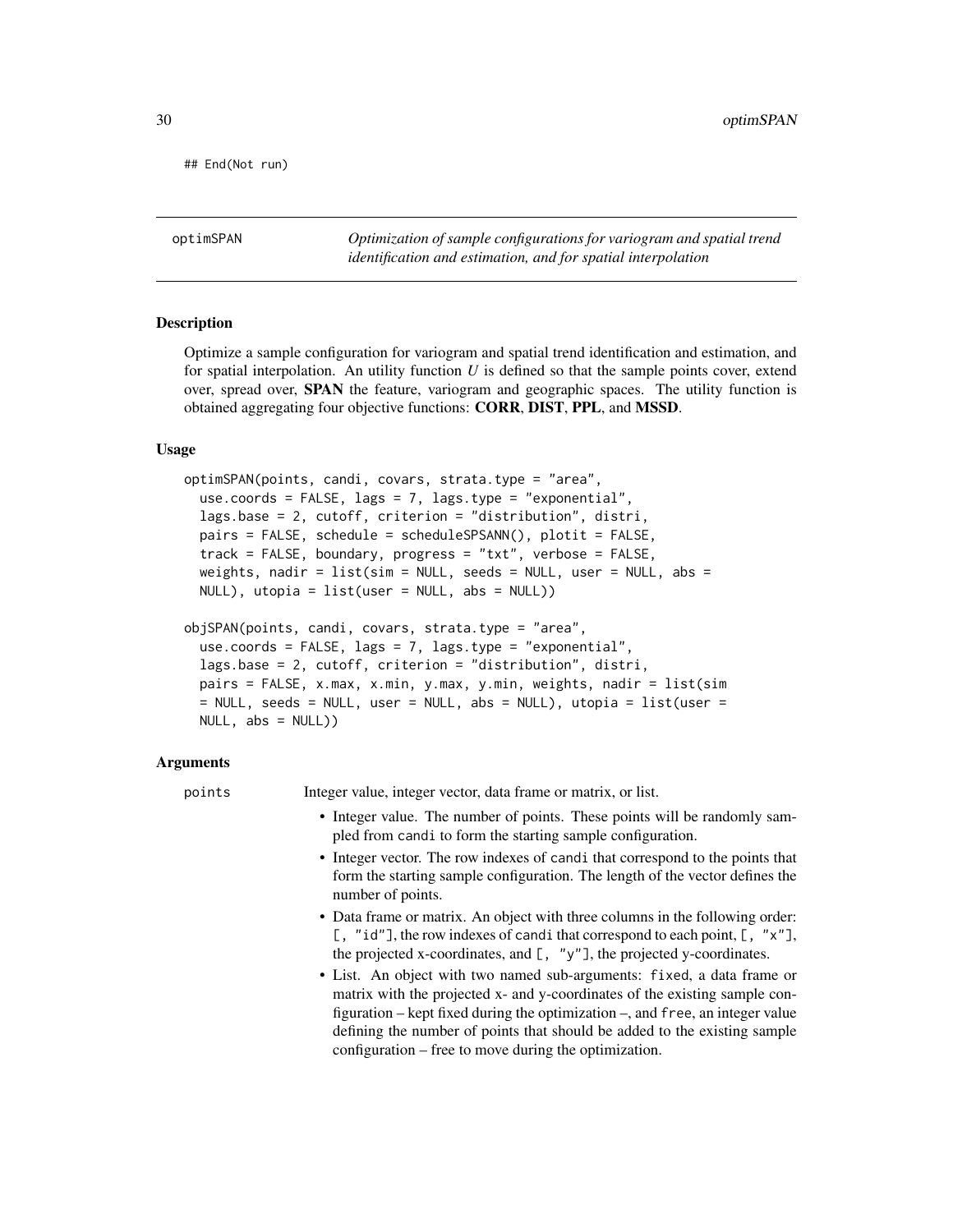```
## End(Not run)
```

---

optimSPAN — *Optimization of sample configurations for variogram and spatial trend identification and estimation, and for spatial interpolation*

---

### Description

Optimize a sample configuration for variogram and spatial trend identification and estimation, and for spatial interpolation. An utility function $U$ is defined so that the sample points cover, extend over, spread over, **SPAN** the feature, variogram and geographic spaces. The utility function is obtained aggregating four objective functions: **CORR**, **DIST**, **PPL**, and **MSSD**.

### Usage

```
optimSPAN(points, candi, covars, strata.type = "area",
  use.coords = FALSE, lags = 7, lags.type = "exponential",
  lags.base = 2, cutoff, criterion = "distribution", distri,
  pairs = FALSE, schedule = scheduleSPSANN(), plotit = FALSE,
  track = FALSE, boundary, progress = "txt", verbose = FALSE,
  weights, nadir = list(sim = NULL, seeds = NULL, user = NULL, abs =
  NULL), utopia = list(user = NULL, abs = NULL))

objSPAN(points, candi, covars, strata.type = "area",
  use.coords = FALSE, lags = 7, lags.type = "exponential",
  lags.base = 2, cutoff, criterion = "distribution", distri,
  pairs = FALSE, x.max, x.min, y.max, y.min, weights, nadir = list(sim
  = NULL, seeds = NULL, user = NULL, abs = NULL), utopia = list(user =
  NULL, abs = NULL))
```

### Arguments

`points` — Integer value, integer vector, data frame or matrix, or list.

- Integer value. The number of points. These points will be randomly sampled from `candi` to form the starting sample configuration.
- Integer vector. The row indexes of `candi` that correspond to the points that form the starting sample configuration. The length of the vector defines the number of points.
- Data frame or matrix. An object with three columns in the following order: `[, "id"]`, the row indexes of `candi` that correspond to each point, `[, "x"]`, the projected x-coordinates, and `[, "y"]`, the projected y-coordinates.
- List. An object with two named sub-arguments: `fixed`, a data frame or matrix with the projected x- and y-coordinates of the existing sample configuration – kept fixed during the optimization –, and `free`, an integer value defining the number of points that should be added to the existing sample configuration – free to move during the optimization.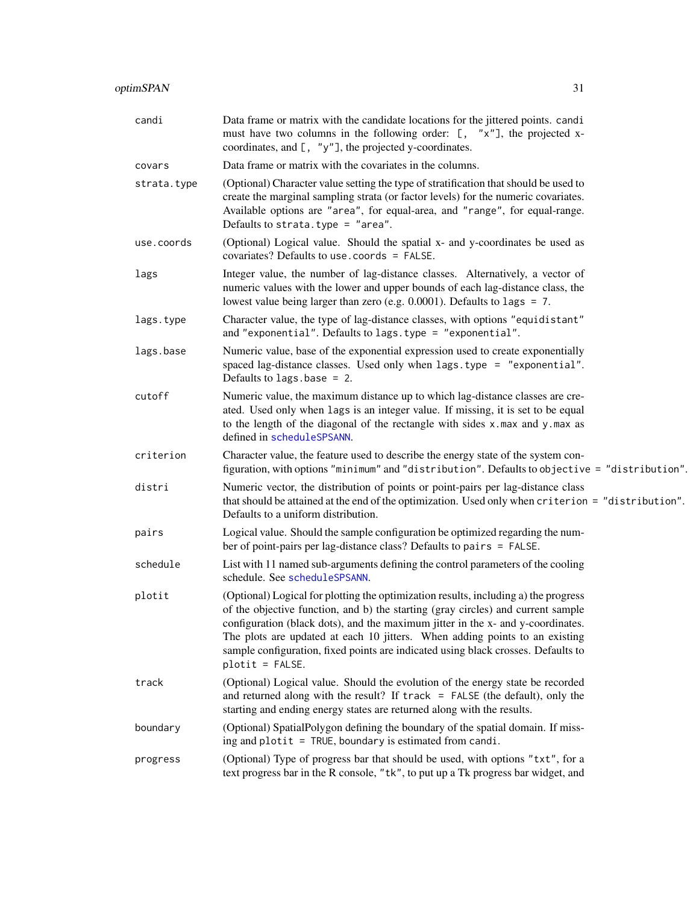| | |
|---|---|
| `candi` | Data frame or matrix with the candidate locations for the jittered points. `candi` must have two columns in the following order: `[, "x"]`, the projected x-coordinates, and `[, "y"]`, the projected y-coordinates. |
| `covars` | Data frame or matrix with the covariates in the columns. |
| `strata.type` | (Optional) Character value setting the type of stratification that should be used to create the marginal sampling strata (or factor levels) for the numeric covariates. Available options are `"area"`, for equal-area, and `"range"`, for equal-range. Defaults to `strata.type = "area"`. |
| `use.coords` | (Optional) Logical value. Should the spatial x- and y-coordinates be used as covariates? Defaults to `use.coords = FALSE`. |
| `lags` | Integer value, the number of lag-distance classes. Alternatively, a vector of numeric values with the lower and upper bounds of each lag-distance class, the lowest value being larger than zero (e.g. 0.0001). Defaults to `lags = 7`. |
| `lags.type` | Character value, the type of lag-distance classes, with options `"equidistant"` and `"exponential"`. Defaults to `lags.type = "exponential"`. |
| `lags.base` | Numeric value, base of the exponential expression used to create exponentially spaced lag-distance classes. Used only when `lags.type = "exponential"`. Defaults to `lags.base = 2`. |
| `cutoff` | Numeric value, the maximum distance up to which lag-distance classes are created. Used only when `lags` is an integer value. If missing, it is set to be equal to the length of the diagonal of the rectangle with sides `x.max` and `y.max` as defined in `scheduleSPSANN`. |
| `criterion` | Character value, the feature used to describe the energy state of the system configuration, with options `"minimum"` and `"distribution"`. Defaults to `objective = "distribution"`. |
| `distri` | Numeric vector, the distribution of points or point-pairs per lag-distance class that should be attained at the end of the optimization. Used only when `criterion = "distribution"`. Defaults to a uniform distribution. |
| `pairs` | Logical value. Should the sample configuration be optimized regarding the number of point-pairs per lag-distance class? Defaults to `pairs = FALSE`. |
| `schedule` | List with 11 named sub-arguments defining the control parameters of the cooling schedule. See `scheduleSPSANN`. |
| `plotit` | (Optional) Logical for plotting the optimization results, including a) the progress of the objective function, and b) the starting (gray circles) and current sample configuration (black dots), and the maximum jitter in the x- and y-coordinates. The plots are updated at each 10 jitters. When adding points to an existing sample configuration, fixed points are indicated using black crosses. Defaults to `plotit = FALSE`. |
| `track` | (Optional) Logical value. Should the evolution of the energy state be recorded and returned along with the result? If `track = FALSE` (the default), only the starting and ending energy states are returned along with the results. |
| `boundary` | (Optional) SpatialPolygon defining the boundary of the spatial domain. If missing and `plotit = TRUE`, `boundary` is estimated from `candi`. |
| `progress` | (Optional) Type of progress bar that should be used, with options `"txt"`, for a text progress bar in the R console, `"tk"`, to put up a Tk progress bar widget, and |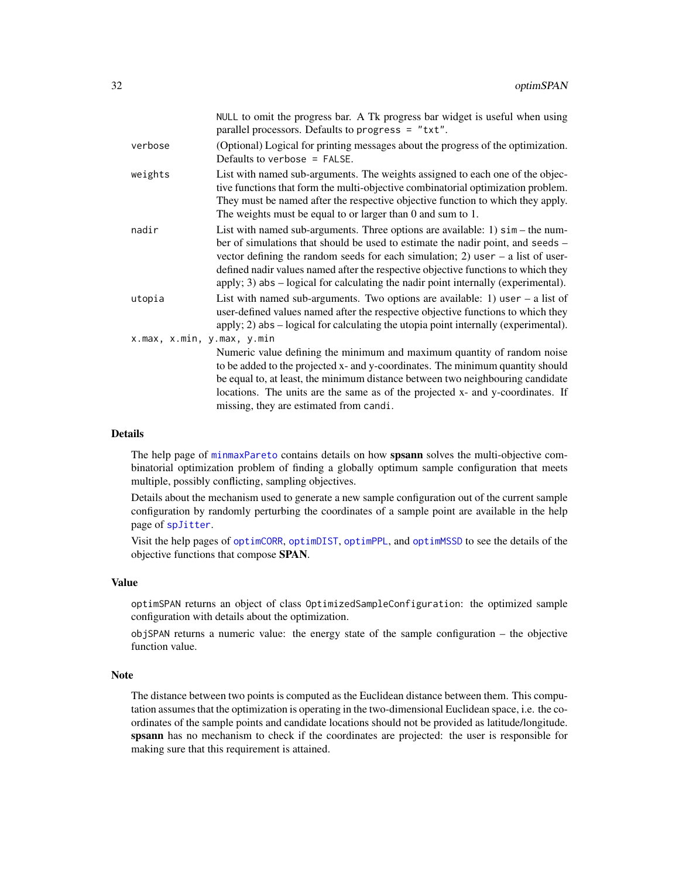NULL to omit the progress bar. A Tk progress bar widget is useful when using parallel processors. Defaults to progress = "txt".

verbose
: (Optional) Logical for printing messages about the progress of the optimization. Defaults to verbose = FALSE.

weights
: List with named sub-arguments. The weights assigned to each one of the objective functions that form the multi-objective combinatorial optimization problem. They must be named after the respective objective function to which they apply. The weights must be equal to or larger than 0 and sum to 1.

nadir
: List with named sub-arguments. Three options are available: 1) sim – the number of simulations that should be used to estimate the nadir point, and seeds – vector defining the random seeds for each simulation; 2) user – a list of user-defined nadir values named after the respective objective functions to which they apply; 3) abs – logical for calculating the nadir point internally (experimental).

utopia
: List with named sub-arguments. Two options are available: 1) user – a list of user-defined values named after the respective objective functions to which they apply; 2) abs – logical for calculating the utopia point internally (experimental).

x.max, x.min, y.max, y.min
: Numeric value defining the minimum and maximum quantity of random noise to be added to the projected x- and y-coordinates. The minimum quantity should be equal to, at least, the minimum distance between two neighbouring candidate locations. The units are the same as of the projected x- and y-coordinates. If missing, they are estimated from candi.

## Details

The help page of minmaxPareto contains details on how **spsann** solves the multi-objective combinatorial optimization problem of finding a globally optimum sample configuration that meets multiple, possibly conflicting, sampling objectives.

Details about the mechanism used to generate a new sample configuration out of the current sample configuration by randomly perturbing the coordinates of a sample point are available in the help page of spJitter.

Visit the help pages of optimCORR, optimDIST, optimPPL, and optimMSSD to see the details of the objective functions that compose **SPAN**.

## Value

optimSPAN returns an object of class OptimizedSampleConfiguration: the optimized sample configuration with details about the optimization.

objSPAN returns a numeric value: the energy state of the sample configuration – the objective function value.

## Note

The distance between two points is computed as the Euclidean distance between them. This computation assumes that the optimization is operating in the two-dimensional Euclidean space, i.e. the coordinates of the sample points and candidate locations should not be provided as latitude/longitude. **spsann** has no mechanism to check if the coordinates are projected: the user is responsible for making sure that this requirement is attained.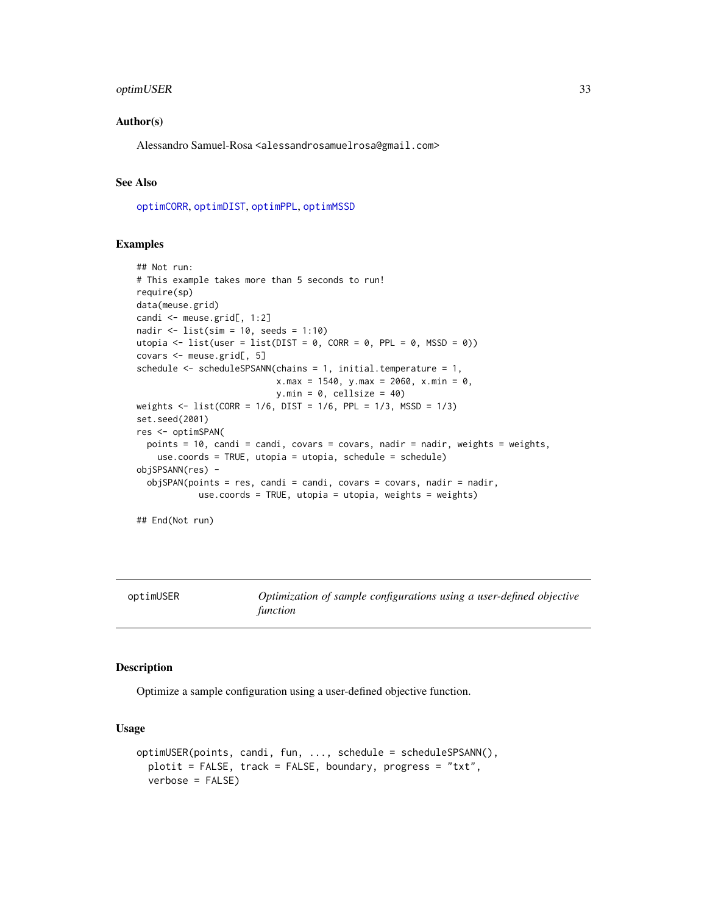### Author(s)

Alessandro Samuel-Rosa <alessandrosamuelrosa@gmail.com>

### See Also

optimCORR, optimDIST, optimPPL, optimMSSD

### Examples

```
## Not run:
# This example takes more than 5 seconds to run!
require(sp)
data(meuse.grid)
candi <- meuse.grid[, 1:2]
nadir <- list(sim = 10, seeds = 1:10)
utopia <- list(user = list(DIST = 0, CORR = 0, PPL = 0, MSSD = 0))
covars <- meuse.grid[, 5]
schedule <- scheduleSPSANN(chains = 1, initial.temperature = 1,
                           x.max = 1540, y.max = 2060, x.min = 0,
                           y.min = 0, cellsize = 40)
weights <- list(CORR = 1/6, DIST = 1/6, PPL = 1/3, MSSD = 1/3)
set.seed(2001)
res <- optimSPAN(
  points = 10, candi = candi, covars = covars, nadir = nadir, weights = weights,
    use.coords = TRUE, utopia = utopia, schedule = schedule)
objSPSANN(res) -
  objSPAN(points = res, candi = candi, covars = covars, nadir = nadir,
            use.coords = TRUE, utopia = utopia, weights = weights)

## End(Not run)
```

---

## optimUSER — *Optimization of sample configurations using a user-defined objective function*

### Description

Optimize a sample configuration using a user-defined objective function.

### Usage

```
optimUSER(points, candi, fun, ..., schedule = scheduleSPSANN(),
  plotit = FALSE, track = FALSE, boundary, progress = "txt",
  verbose = FALSE)
```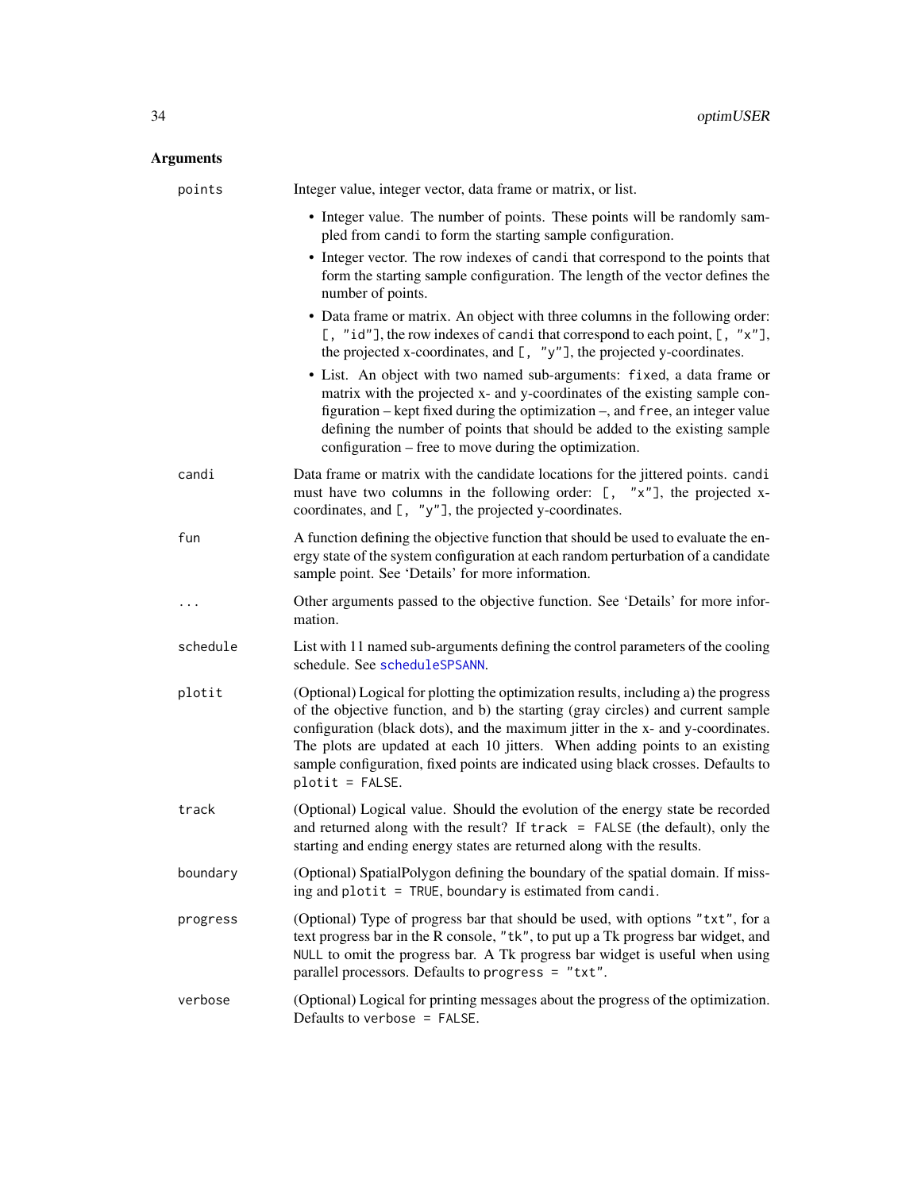## Arguments

**points** Integer value, integer vector, data frame or matrix, or list.

- Integer value. The number of points. These points will be randomly sampled from `candi` to form the starting sample configuration.
- Integer vector. The row indexes of `candi` that correspond to the points that form the starting sample configuration. The length of the vector defines the number of points.
- Data frame or matrix. An object with three columns in the following order: `[, "id"]`, the row indexes of `candi` that correspond to each point, `[, "x"]`, the projected x-coordinates, and `[, "y"]`, the projected y-coordinates.
- List. An object with two named sub-arguments: `fixed`, a data frame or matrix with the projected x- and y-coordinates of the existing sample configuration – kept fixed during the optimization –, and `free`, an integer value defining the number of points that should be added to the existing sample configuration – free to move during the optimization.

**candi** Data frame or matrix with the candidate locations for the jittered points. `candi` must have two columns in the following order: `[, "x"]`, the projected x-coordinates, and `[, "y"]`, the projected y-coordinates.

**fun** A function defining the objective function that should be used to evaluate the energy state of the system configuration at each random perturbation of a candidate sample point. See 'Details' for more information.

**...** Other arguments passed to the objective function. See 'Details' for more information.

**schedule** List with 11 named sub-arguments defining the control parameters of the cooling schedule. See `scheduleSPSANN`.

**plotit** (Optional) Logical for plotting the optimization results, including a) the progress of the objective function, and b) the starting (gray circles) and current sample configuration (black dots), and the maximum jitter in the x- and y-coordinates. The plots are updated at each 10 jitters. When adding points to an existing sample configuration, fixed points are indicated using black crosses. Defaults to `plotit = FALSE`.

**track** (Optional) Logical value. Should the evolution of the energy state be recorded and returned along with the result? If `track = FALSE` (the default), only the starting and ending energy states are returned along with the results.

**boundary** (Optional) SpatialPolygon defining the boundary of the spatial domain. If missing and `plotit = TRUE`, `boundary` is estimated from `candi`.

**progress** (Optional) Type of progress bar that should be used, with options `"txt"`, for a text progress bar in the R console, `"tk"`, to put up a Tk progress bar widget, and `NULL` to omit the progress bar. A Tk progress bar widget is useful when using parallel processors. Defaults to `progress = "txt"`.

**verbose** (Optional) Logical for printing messages about the progress of the optimization. Defaults to `verbose = FALSE`.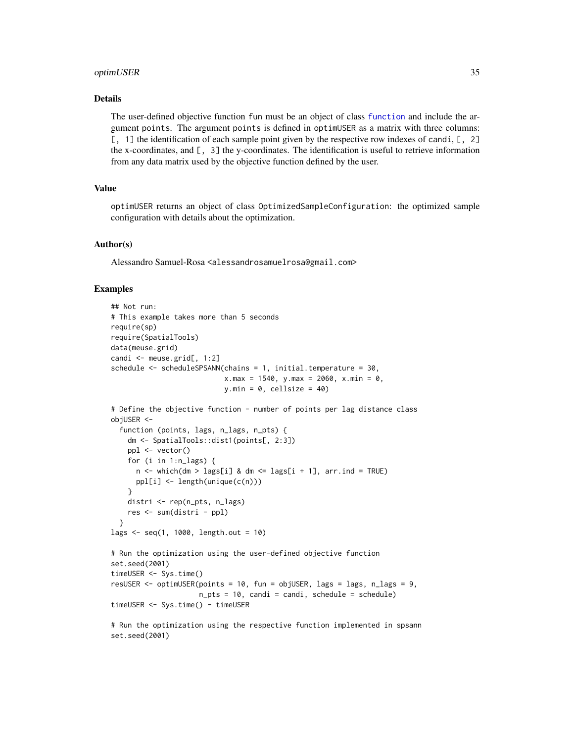## Details

The user-defined objective function `fun` must be an object of class `function` and include the argument `points`. The argument `points` is defined in `optimUSER` as a matrix with three columns: `[, 1]` the identification of each sample point given by the respective row indexes of `candi`, `[, 2]` the x-coordinates, and `[, 3]` the y-coordinates. The identification is useful to retrieve information from any data matrix used by the objective function defined by the user.

## Value

`optimUSER` returns an object of class `OptimizedSampleConfiguration`: the optimized sample configuration with details about the optimization.

## Author(s)

Alessandro Samuel-Rosa <alessandrosamuelrosa@gmail.com>

## Examples

```
## Not run:
# This example takes more than 5 seconds
require(sp)
require(SpatialTools)
data(meuse.grid)
candi <- meuse.grid[, 1:2]
schedule <- scheduleSPSANN(chains = 1, initial.temperature = 30,
                           x.max = 1540, y.max = 2060, x.min = 0,
                           y.min = 0, cellsize = 40)

# Define the objective function - number of points per lag distance class
objUSER <-
  function (points, lags, n_lags, n_pts) {
    dm <- SpatialTools::dist1(points[, 2:3])
    ppl <- vector()
    for (i in 1:n_lags) {
      n <- which(dm > lags[i] & dm <= lags[i + 1], arr.ind = TRUE)
      ppl[i] <- length(unique(c(n)))
    }
    distri <- rep(n_pts, n_lags)
    res <- sum(distri - ppl)
  }
lags <- seq(1, 1000, length.out = 10)

# Run the optimization using the user-defined objective function
set.seed(2001)
timeUSER <- Sys.time()
resUSER <- optimUSER(points = 10, fun = objUSER, lags = lags, n_lags = 9,
                     n_pts = 10, candi = candi, schedule = schedule)
timeUSER <- Sys.time() - timeUSER

# Run the optimization using the respective function implemented in spsann
set.seed(2001)
```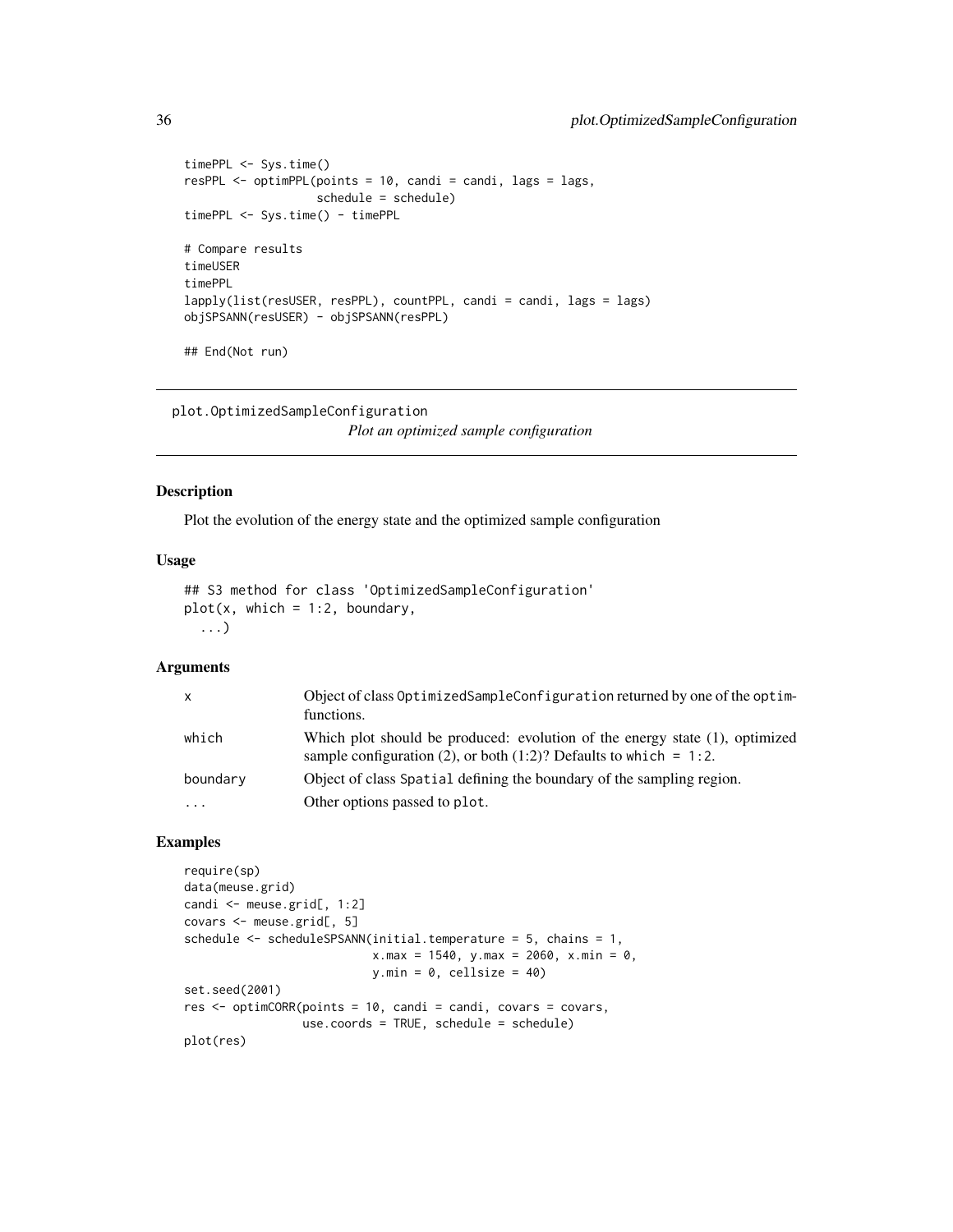```
timePPL <- Sys.time()
resPPL <- optimPPL(points = 10, candi = candi, lags = lags,
                   schedule = schedule)
timePPL <- Sys.time() - timePPL

# Compare results
timeUSER
timePPL
lapply(list(resUSER, resPPL), countPPL, candi = candi, lags = lags)
objSPSANN(resUSER) - objSPSANN(resPPL)

## End(Not run)
```

---

## plot.OptimizedSampleConfiguration

*Plot an optimized sample configuration*

### Description

Plot the evolution of the energy state and the optimized sample configuration

### Usage

```
## S3 method for class 'OptimizedSampleConfiguration'
plot(x, which = 1:2, boundary,
  ...)
```

### Arguments

| | |
|---|---|
| x | Object of class `OptimizedSampleConfiguration` returned by one of the `optim-` functions. |
| which | Which plot should be produced: evolution of the energy state (1), optimized sample configuration (2), or both (1:2)? Defaults to `which = 1:2`. |
| boundary | Object of class `Spatial` defining the boundary of the sampling region. |
| ... | Other options passed to `plot`. |

### Examples

```
require(sp)
data(meuse.grid)
candi <- meuse.grid[, 1:2]
covars <- meuse.grid[, 5]
schedule <- scheduleSPSANN(initial.temperature = 5, chains = 1,
                           x.max = 1540, y.max = 2060, x.min = 0,
                           y.min = 0, cellsize = 40)
set.seed(2001)
res <- optimCORR(points = 10, candi = candi, covars = covars,
                 use.coords = TRUE, schedule = schedule)
plot(res)
```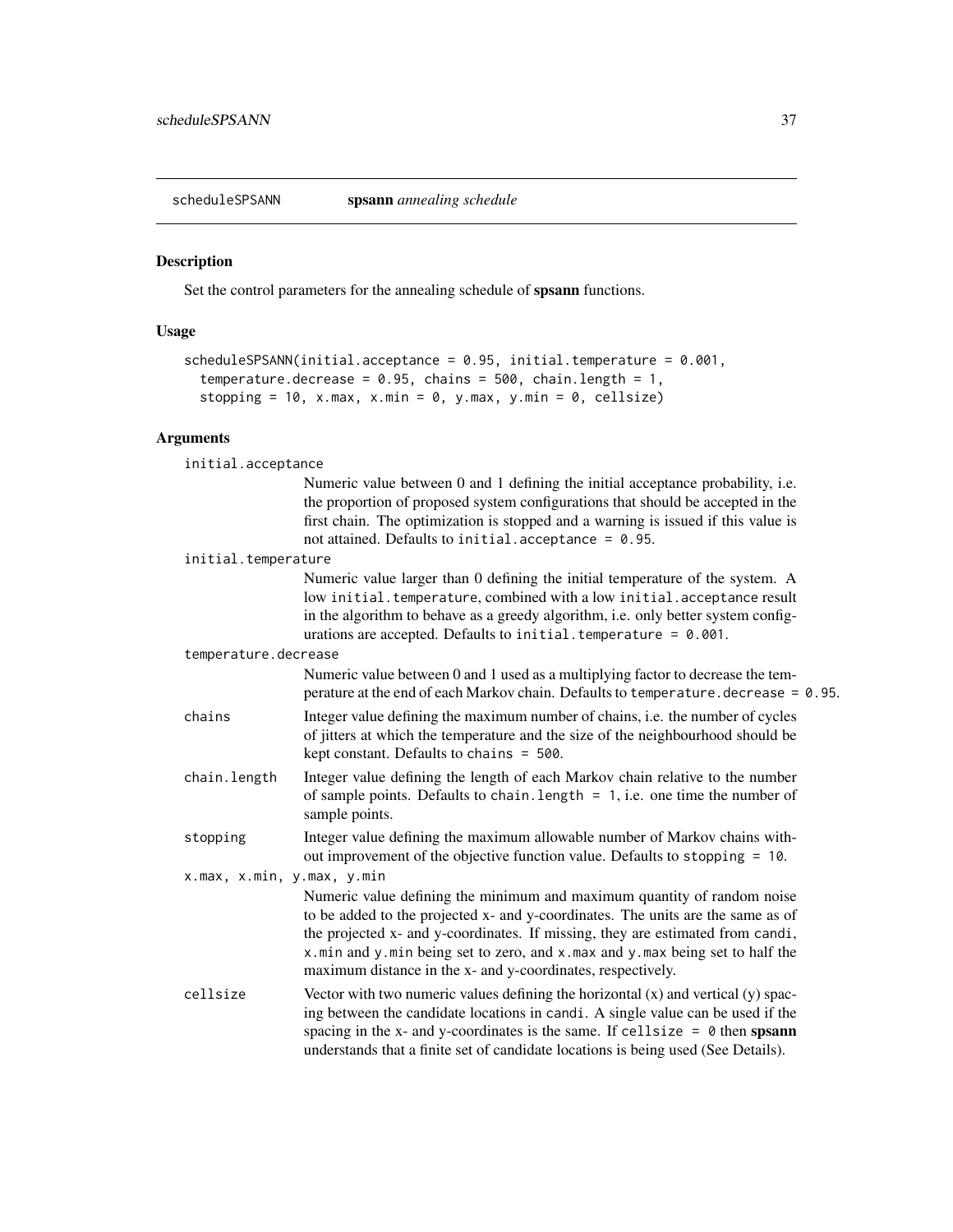scheduleSPSANN **spsann** *annealing schedule*

## Description

Set the control parameters for the annealing schedule of **spsann** functions.

## Usage

```
scheduleSPSANN(initial.acceptance = 0.95, initial.temperature = 0.001,
  temperature.decrease = 0.95, chains = 500, chain.length = 1,
  stopping = 10, x.max, x.min = 0, y.max, y.min = 0, cellsize)
```

## Arguments

`initial.acceptance`
: Numeric value between 0 and 1 defining the initial acceptance probability, i.e. the proportion of proposed system configurations that should be accepted in the first chain. The optimization is stopped and a warning is issued if this value is not attained. Defaults to `initial.acceptance = 0.95`.

`initial.temperature`
: Numeric value larger than 0 defining the initial temperature of the system. A low `initial.temperature`, combined with a low `initial.acceptance` result in the algorithm to behave as a greedy algorithm, i.e. only better system configurations are accepted. Defaults to `initial.temperature = 0.001`.

`temperature.decrease`
: Numeric value between 0 and 1 used as a multiplying factor to decrease the temperature at the end of each Markov chain. Defaults to `temperature.decrease = 0.95`.

`chains`
: Integer value defining the maximum number of chains, i.e. the number of cycles of jitters at which the temperature and the size of the neighbourhood should be kept constant. Defaults to `chains = 500`.

`chain.length`
: Integer value defining the length of each Markov chain relative to the number of sample points. Defaults to `chain.length = 1`, i.e. one time the number of sample points.

`stopping`
: Integer value defining the maximum allowable number of Markov chains without improvement of the objective function value. Defaults to `stopping = 10`.

`x.max, x.min, y.max, y.min`
: Numeric value defining the minimum and maximum quantity of random noise to be added to the projected x- and y-coordinates. The units are the same as of the projected x- and y-coordinates. If missing, they are estimated from `candi`, `x.min` and `y.min` being set to zero, and `x.max` and `y.max` being set to half the maximum distance in the x- and y-coordinates, respectively.

`cellsize`
: Vector with two numeric values defining the horizontal (x) and vertical (y) spacing between the candidate locations in `candi`. A single value can be used if the spacing in the x- and y-coordinates is the same. If `cellsize = 0` then **spsann** understands that a finite set of candidate locations is being used (See Details).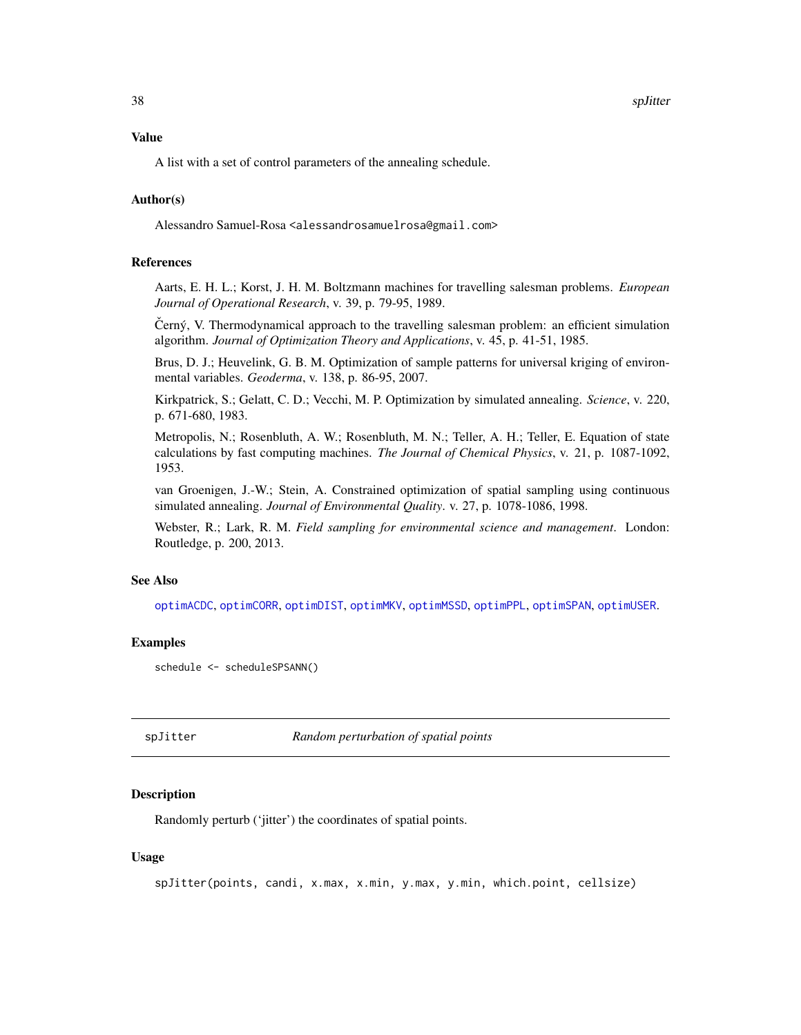### Value

A list with a set of control parameters of the annealing schedule.

### Author(s)

Alessandro Samuel-Rosa <alessandrosamuelrosa@gmail.com>

### References

Aarts, E. H. L.; Korst, J. H. M. Boltzmann machines for travelling salesman problems. *European Journal of Operational Research*, v. 39, p. 79-95, 1989.

Černý, V. Thermodynamical approach to the travelling salesman problem: an efficient simulation algorithm. *Journal of Optimization Theory and Applications*, v. 45, p. 41-51, 1985.

Brus, D. J.; Heuvelink, G. B. M. Optimization of sample patterns for universal kriging of environmental variables. *Geoderma*, v. 138, p. 86-95, 2007.

Kirkpatrick, S.; Gelatt, C. D.; Vecchi, M. P. Optimization by simulated annealing. *Science*, v. 220, p. 671-680, 1983.

Metropolis, N.; Rosenbluth, A. W.; Rosenbluth, M. N.; Teller, A. H.; Teller, E. Equation of state calculations by fast computing machines. *The Journal of Chemical Physics*, v. 21, p. 1087-1092, 1953.

van Groenigen, J.-W.; Stein, A. Constrained optimization of spatial sampling using continuous simulated annealing. *Journal of Environmental Quality*. v. 27, p. 1078-1086, 1998.

Webster, R.; Lark, R. M. *Field sampling for environmental science and management*. London: Routledge, p. 200, 2013.

### See Also

optimACDC, optimCORR, optimDIST, optimMKV, optimMSSD, optimPPL, optimSPAN, optimUSER.

### Examples

```
schedule <- scheduleSPSANN()
```

---

## spJitter *Random perturbation of spatial points*

---

### Description

Randomly perturb ('jitter') the coordinates of spatial points.

### Usage

```
spJitter(points, candi, x.max, x.min, y.max, y.min, which.point, cellsize)
```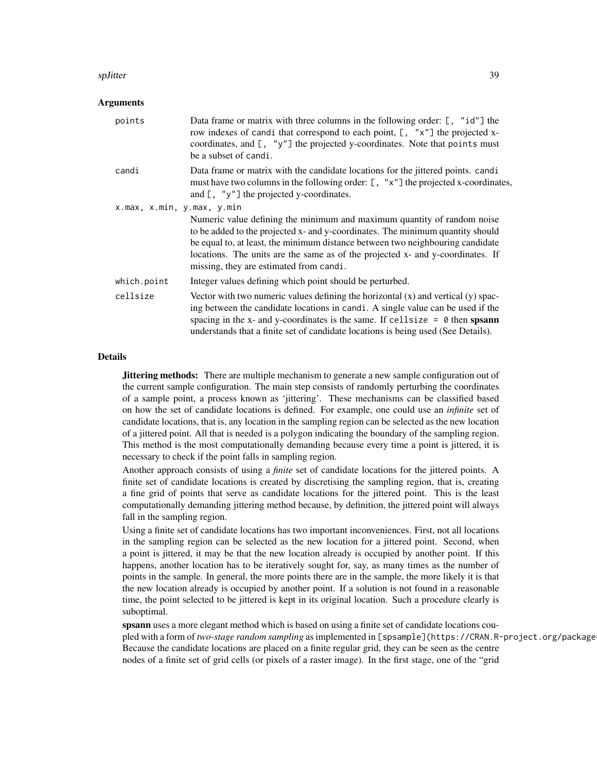## Arguments

**points** Data frame or matrix with three columns in the following order: `[, "id"]` the row indexes of `candi` that correspond to each point, `[, "x"]` the projected x-coordinates, and `[, "y"]` the projected y-coordinates. Note that `points` must be a subset of `candi`.

**candi** Data frame or matrix with the candidate locations for the jittered points. `candi` must have two columns in the following order: `[, "x"]` the projected x-coordinates, and `[, "y"]` the projected y-coordinates.

**x.max, x.min, y.max, y.min** Numeric value defining the minimum and maximum quantity of random noise to be added to the projected x- and y-coordinates. The minimum quantity should be equal to, at least, the minimum distance between two neighbouring candidate locations. The units are the same as of the projected x- and y-coordinates. If missing, they are estimated from `candi`.

**which.point** Integer values defining which point should be perturbed.

**cellsize** Vector with two numeric values defining the horizontal (x) and vertical (y) spacing between the candidate locations in `candi`. A single value can be used if the spacing in the x- and y-coordinates is the same. If `cellsize = 0` then **spsann** understands that a finite set of candidate locations is being used (See Details).

## Details

**Jittering methods:** There are multiple mechanism to generate a new sample configuration out of the current sample configuration. The main step consists of randomly perturbing the coordinates of a sample point, a process known as 'jittering'. These mechanisms can be classified based on how the set of candidate locations is defined. For example, one could use an *infinite* set of candidate locations, that is, any location in the sampling region can be selected as the new location of a jittered point. All that is needed is a polygon indicating the boundary of the sampling region. This method is the most computationally demanding because every time a point is jittered, it is necessary to check if the point falls in sampling region.

Another approach consists of using a *finite* set of candidate locations for the jittered points. A finite set of candidate locations is created by discretising the sampling region, that is, creating a fine grid of points that serve as candidate locations for the jittered point. This is the least computationally demanding jittering method because, by definition, the jittered point will always fall in the sampling region.

Using a finite set of candidate locations has two important inconveniences. First, not all locations in the sampling region can be selected as the new location for a jittered point. Second, when a point is jittered, it may be that the new location already is occupied by another point. If this happens, another location has to be iteratively sought for, say, as many times as the number of points in the sample. In general, the more points there are in the sample, the more likely it is that the new location already is occupied by another point. If a solution is not found in a reasonable time, the point selected to be jittered is kept in its original location. Such a procedure clearly is suboptimal.

**spsann** uses a more elegant method which is based on using a finite set of candidate locations coupled with a form of *two-stage random sampling* as implemented in [spsample](https://CRAN.R-project.org/package= Because the candidate locations are placed on a finite regular grid, they can be seen as the centre nodes of a finite set of grid cells (or pixels of a raster image). In the first stage, one of the "grid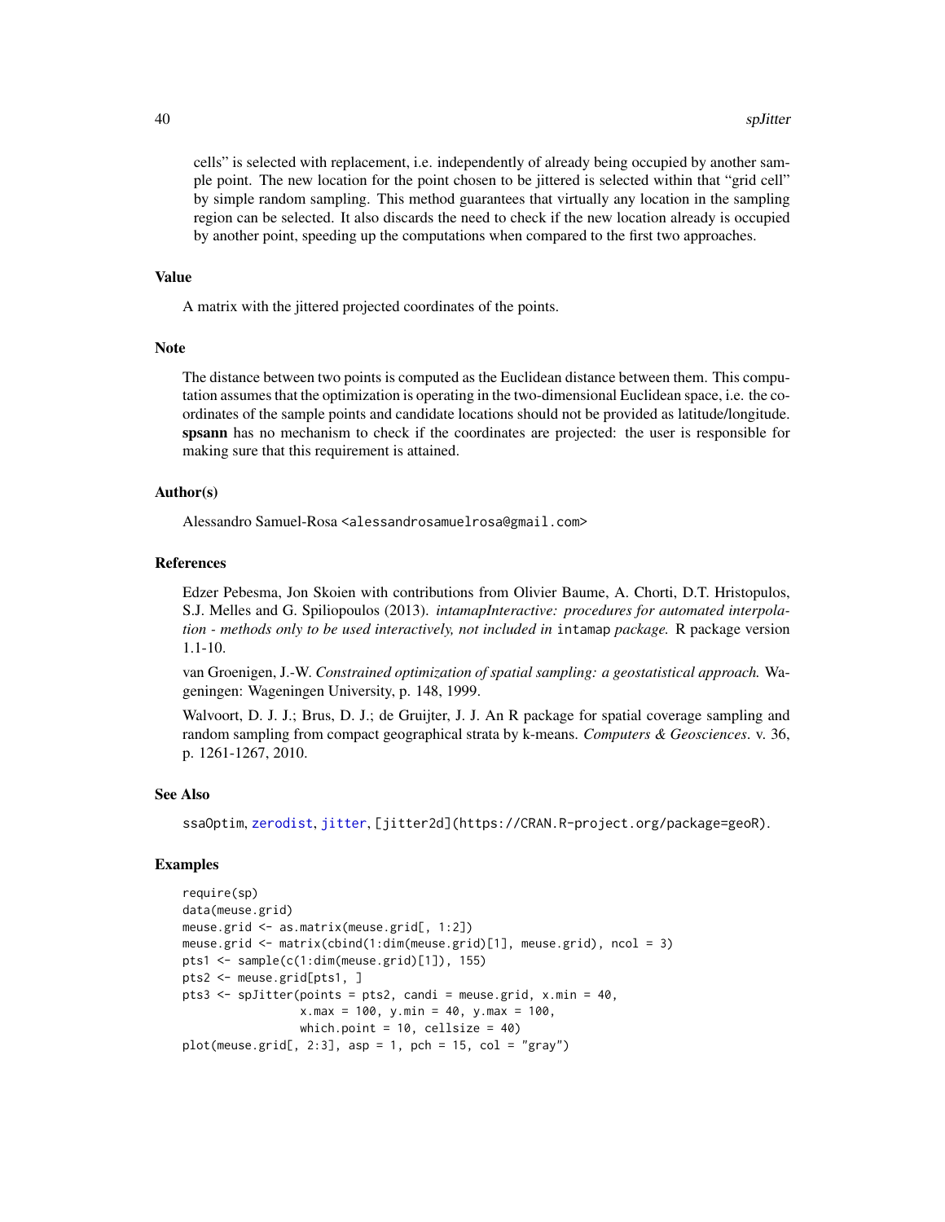cells" is selected with replacement, i.e. independently of already being occupied by another sample point. The new location for the point chosen to be jittered is selected within that "grid cell" by simple random sampling. This method guarantees that virtually any location in the sampling region can be selected. It also discards the need to check if the new location already is occupied by another point, speeding up the computations when compared to the first two approaches.

## Value

A matrix with the jittered projected coordinates of the points.

## Note

The distance between two points is computed as the Euclidean distance between them. This computation assumes that the optimization is operating in the two-dimensional Euclidean space, i.e. the coordinates of the sample points and candidate locations should not be provided as latitude/longitude. **spsann** has no mechanism to check if the coordinates are projected: the user is responsible for making sure that this requirement is attained.

## Author(s)

Alessandro Samuel-Rosa <alessandrosamuelrosa@gmail.com>

## References

Edzer Pebesma, Jon Skoien with contributions from Olivier Baume, A. Chorti, D.T. Hristopulos, S.J. Melles and G. Spiliopoulos (2013). *intamapInteractive: procedures for automated interpolation - methods only to be used interactively, not included in* `intamap` *package.* R package version 1.1-10.

van Groenigen, J.-W. *Constrained optimization of spatial sampling: a geostatistical approach.* Wageningen: Wageningen University, p. 148, 1999.

Walvoort, D. J. J.; Brus, D. J.; de Gruijter, J. J. An R package for spatial coverage sampling and random sampling from compact geographical strata by k-means. *Computers & Geosciences*. v. 36, p. 1261-1267, 2010.

## See Also

ssaOptim, `zerodist`, `jitter`, `[jitter2d](https://CRAN.R-project.org/package=geoR)`.

## Examples

```
require(sp)
data(meuse.grid)
meuse.grid <- as.matrix(meuse.grid[, 1:2])
meuse.grid <- matrix(cbind(1:dim(meuse.grid)[1], meuse.grid), ncol = 3)
pts1 <- sample(c(1:dim(meuse.grid)[1]), 155)
pts2 <- meuse.grid[pts1, ]
pts3 <- spJitter(points = pts2, candi = meuse.grid, x.min = 40,
                 x.max = 100, y.min = 40, y.max = 100,
                 which.point = 10, cellsize = 40)
plot(meuse.grid[, 2:3], asp = 1, pch = 15, col = "gray")
```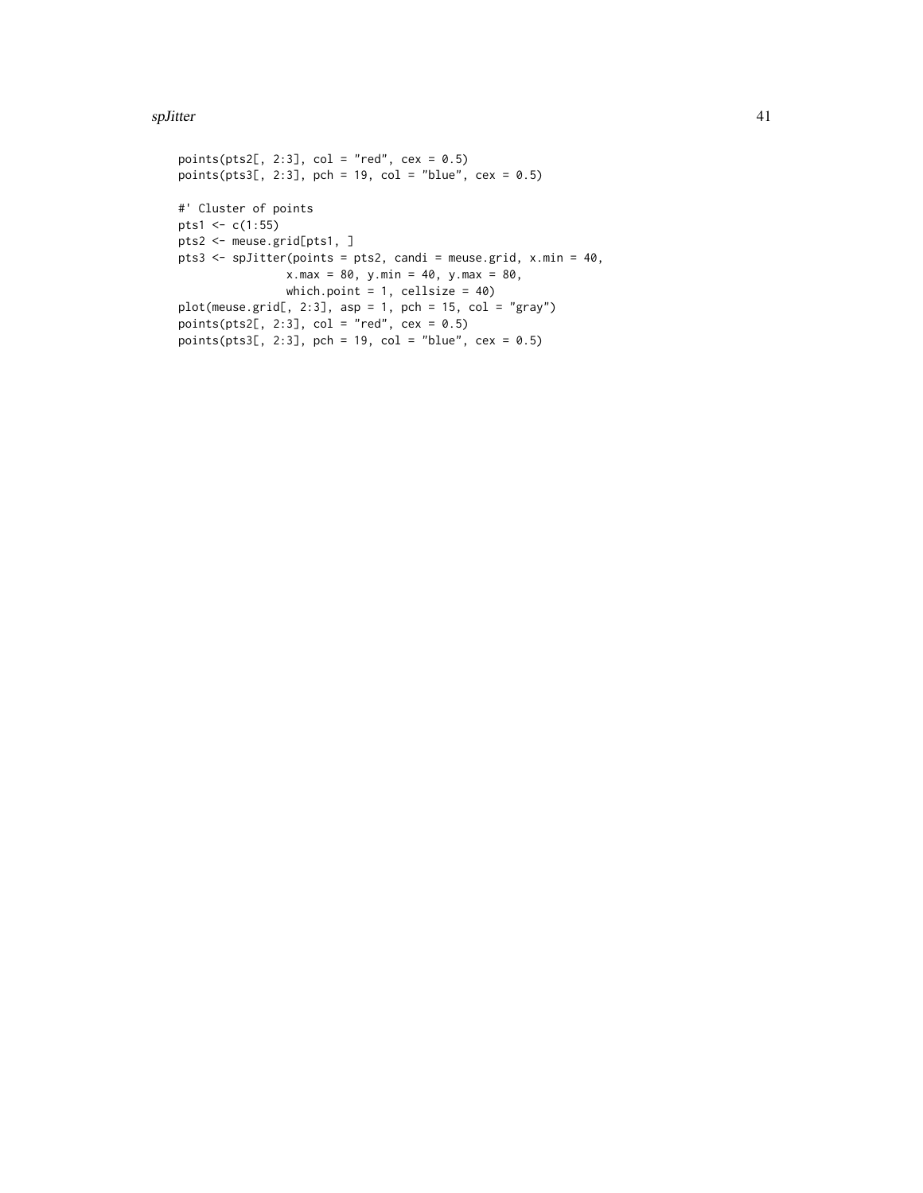```
points(pts2[, 2:3], col = "red", cex = 0.5)
points(pts3[, 2:3], pch = 19, col = "blue", cex = 0.5)

#' Cluster of points
pts1 <- c(1:55)
pts2 <- meuse.grid[pts1, ]
pts3 <- spJitter(points = pts2, candi = meuse.grid, x.min = 40,
                x.max = 80, y.min = 40, y.max = 80,
                which.point = 1, cellsize = 40)
plot(meuse.grid[, 2:3], asp = 1, pch = 15, col = "gray")
points(pts2[, 2:3], col = "red", cex = 0.5)
points(pts3[, 2:3], pch = 19, col = "blue", cex = 0.5)
```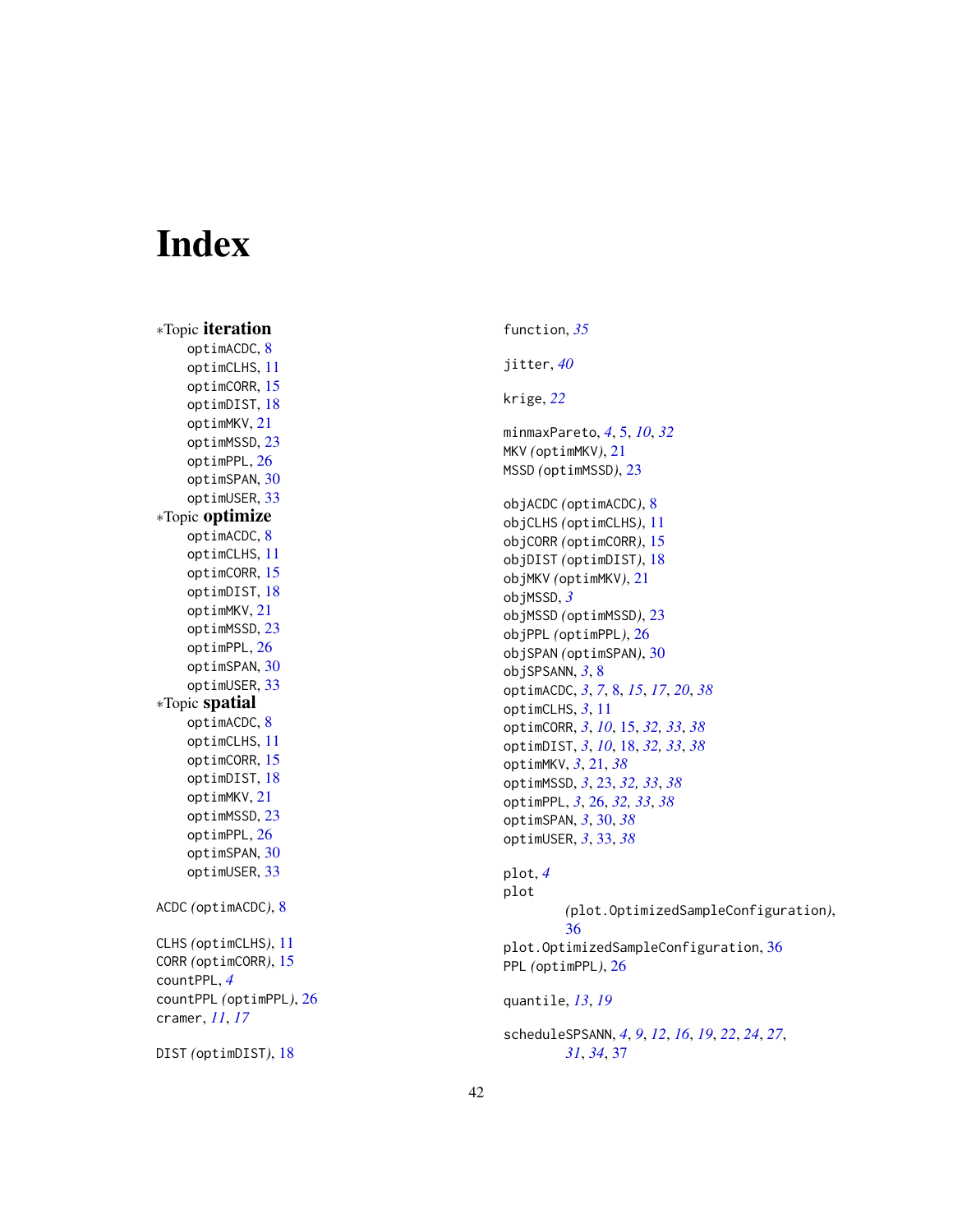# Index

∗Topic **iteration**
- optimACDC, 8
- optimCLHS, 11
- optimCORR, 15
- optimDIST, 18
- optimMKV, 21
- optimMSSD, 23
- optimPPL, 26
- optimSPAN, 30
- optimUSER, 33

∗Topic **optimize**
- optimACDC, 8
- optimCLHS, 11
- optimCORR, 15
- optimDIST, 18
- optimMKV, 21
- optimMSSD, 23
- optimPPL, 26
- optimSPAN, 30
- optimUSER, 33

∗Topic **spatial**
- optimACDC, 8
- optimCLHS, 11
- optimCORR, 15
- optimDIST, 18
- optimMKV, 21
- optimMSSD, 23
- optimPPL, 26
- optimSPAN, 30
- optimUSER, 33

ACDC *(*optimACDC*)*, 8

CLHS *(*optimCLHS*)*, 11
CORR *(*optimCORR*)*, 15
countPPL, *4*
countPPL *(*optimPPL*)*, 26
cramer, *11*, *17*

DIST *(*optimDIST*)*, 18

function, *35*

jitter, *40*

krige, *22*

minmaxPareto, *4*, 5, *10*, *32*
MKV *(*optimMKV*)*, 21
MSSD *(*optimMSSD*)*, 23

objACDC *(*optimACDC*)*, 8
objCLHS *(*optimCLHS*)*, 11
objCORR *(*optimCORR*)*, 15
objDIST *(*optimDIST*)*, 18
objMKV *(*optimMKV*)*, 21
objMSSD, *3*
objMSSD *(*optimMSSD*)*, 23
objPPL *(*optimPPL*)*, 26
objSPAN *(*optimSPAN*)*, 30
objSPSANN, *3*, 8
optimACDC, *3*, *7*, 8, *15*, *17*, *20*, *38*
optimCLHS, *3*, 11
optimCORR, *3*, *10*, 15, *32, 33*, *38*
optimDIST, *3*, *10*, 18, *32, 33*, *38*
optimMKV, *3*, 21, *38*
optimMSSD, *3*, 23, *32, 33*, *38*
optimPPL, *3*, 26, *32, 33*, *38*
optimSPAN, *3*, 30, *38*
optimUSER, *3*, 33, *38*

plot, *4*
plot *(*plot.OptimizedSampleConfiguration*)*, 36
plot.OptimizedSampleConfiguration, 36
PPL *(*optimPPL*)*, 26

quantile, *13*, *19*

scheduleSPSANN, *4*, *9*, *12*, *16*, *19*, *22*, *24*, *27*, *31*, *34*, 37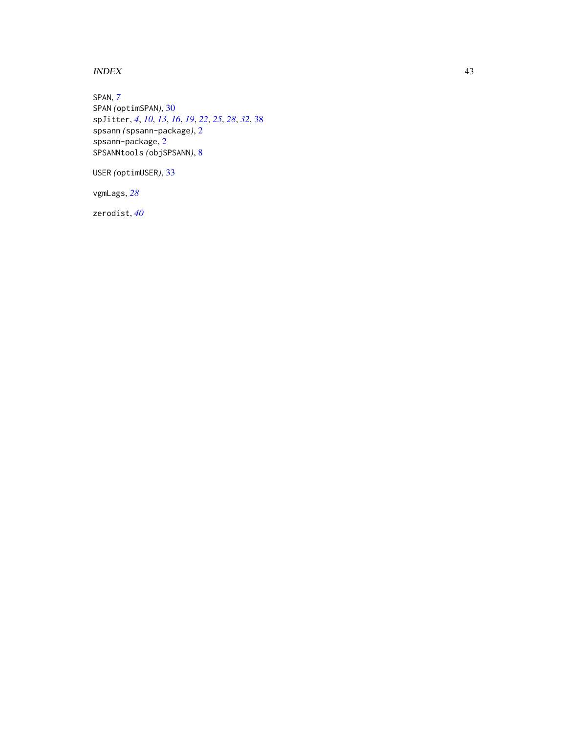SPAN, *7*
SPAN (optimSPAN), 30
spJitter, *4*, *10*, *13*, *16*, *19*, *22*, *25*, *28*, *32*, 38
spsann (spsann-package), 2
spsann-package, 2
SPSANNtools (objSPSANN), 8

USER (optimUSER), 33

vgmLags, *28*

zerodist, *40*